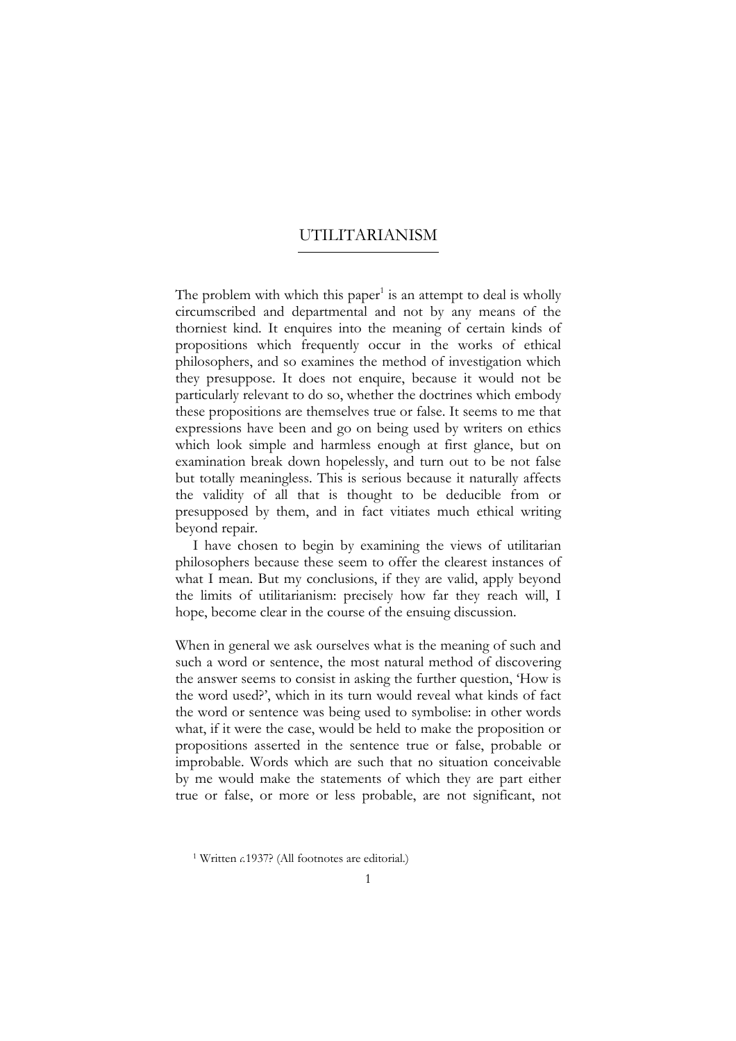# UTILITARIANISM

The problem with which this paper[1] is an attempt to deal is wholly circumscribed and departmental and not by any means of the thorniest kind. It enquires into the meaning of certain kinds of propositions which frequently occur in the works of ethical philosophers, and so examines the method of investigation which they presuppose. It does not enquire, because it would not be particularly relevant to do so, whether the doctrines which embody these propositions are themselves true or false. It seems to me that expressions have been and go on being used by writers on ethics which look simple and harmless enough at first glance, but on examination break down hopelessly, and turn out to be not false but totally meaningless. This is serious because it naturally affects the validity of all that is thought to be deducible from or presupposed by them, and in fact vitiates much ethical writing beyond repair.

I have chosen to begin by examining the views of utilitarian philosophers because these seem to offer the clearest instances of what I mean. But my conclusions, if they are valid, apply beyond the limits of utilitarianism: precisely how far they reach will, I hope, become clear in the course of the ensuing discussion.

When in general we ask ourselves what is the meaning of such and such a word or sentence, the most natural method of discovering the answer seems to consist in asking the further question, 'How is the word used?', which in its turn would reveal what kinds of fact the word or sentence was being used to symbolise: in other words what, if it were the case, would be held to make the proposition or propositions asserted in the sentence true or false, probable or improbable. Words which are such that no situation conceivable by me would make the statements of which they are part either true or false, or more or less probable, are not significant, not

[1] Written *c.*1937? (All footnotes are editorial.)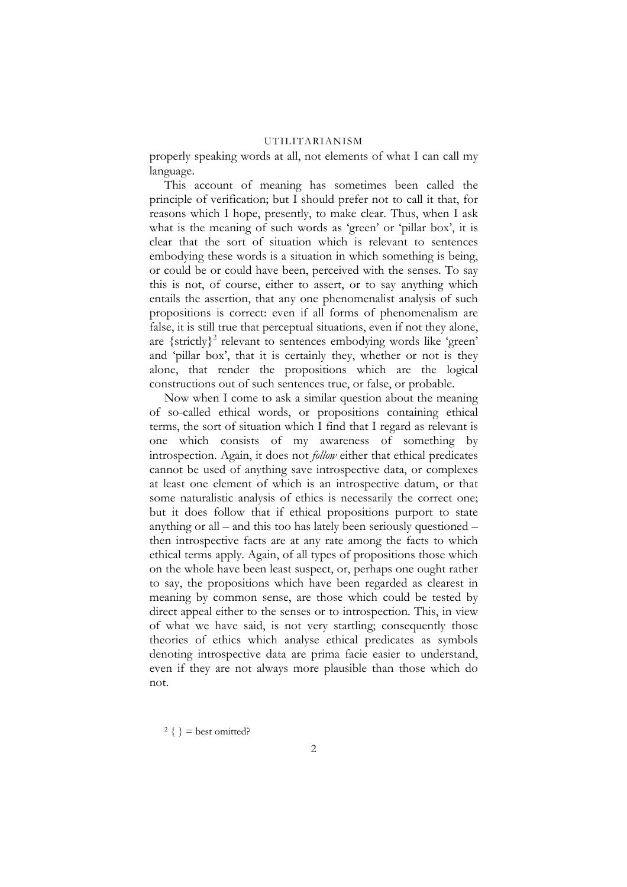properly speaking words at all, not elements of what I can call my language.

This account of meaning has sometimes been called the principle of verification; but I should prefer not to call it that, for reasons which I hope, presently, to make clear. Thus, when I ask what is the meaning of such words as 'green' or 'pillar box', it is clear that the sort of situation which is relevant to sentences embodying these words is a situation in which something is being, or could be or could have been, perceived with the senses. To say this is not, of course, either to assert, or to say anything which entails the assertion, that any one phenomenalist analysis of such propositions is correct: even if all forms of phenomenalism are false, it is still true that perceptual situations, even if not they alone, are {strictly}[2] relevant to sentences embodying words like 'green' and 'pillar box', that it is certainly they, whether or not is they alone, that render the propositions which are the logical constructions out of such sentences true, or false, or probable.

Now when I come to ask a similar question about the meaning of so-called ethical words, or propositions containing ethical terms, the sort of situation which I find that I regard as relevant is one which consists of my awareness of something by introspection. Again, it does not *follow* either that ethical predicates cannot be used of anything save introspective data, or complexes at least one element of which is an introspective datum, or that some naturalistic analysis of ethics is necessarily the correct one; but it does follow that if ethical propositions purport to state anything or all – and this too has lately been seriously questioned – then introspective facts are at any rate among the facts to which ethical terms apply. Again, of all types of propositions those which on the whole have been least suspect, or, perhaps one ought rather to say, the propositions which have been regarded as clearest in meaning by common sense, are those which could be tested by direct appeal either to the senses or to introspection. This, in view of what we have said, is not very startling; consequently those theories of ethics which analyse ethical predicates as symbols denoting introspective data are prima facie easier to understand, even if they are not always more plausible than those which do not.

[2] { } = best omitted?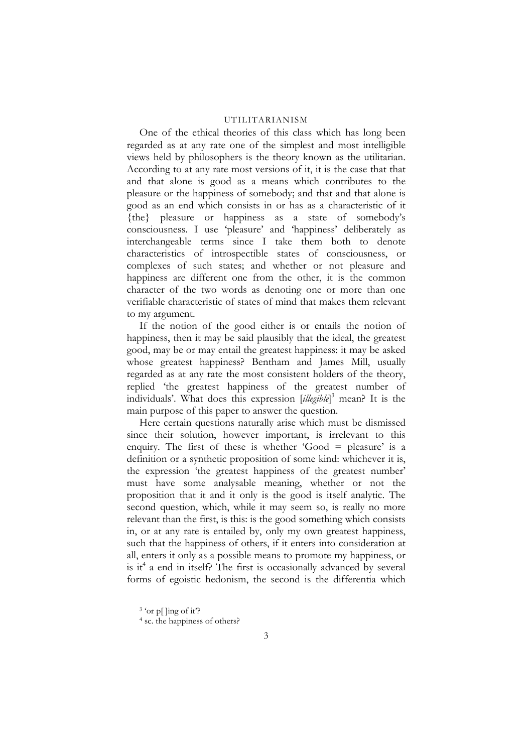# UTILITARIANISM

One of the ethical theories of this class which has long been regarded as at any rate one of the simplest and most intelligible views held by philosophers is the theory known as the utilitarian. According to at any rate most versions of it, it is the case that that and that alone is good as a means which contributes to the pleasure or the happiness of somebody; and that and that alone is good as an end which consists in or has as a characteristic of it {the} pleasure or happiness as a state of somebody's consciousness. I use 'pleasure' and 'happiness' deliberately as interchangeable terms since I take them both to denote characteristics of introspectible states of consciousness, or complexes of such states; and whether or not pleasure and happiness are different one from the other, it is the common character of the two words as denoting one or more than one verifiable characteristic of states of mind that makes them relevant to my argument.

If the notion of the good either is or entails the notion of happiness, then it may be said plausibly that the ideal, the greatest good, may be or may entail the greatest happiness: it may be asked whose greatest happiness? Bentham and James Mill, usually regarded as at any rate the most consistent holders of the theory, replied 'the greatest happiness of the greatest number of individuals'. What does this expression [*illegible*][3] mean? It is the main purpose of this paper to answer the question.

Here certain questions naturally arise which must be dismissed since their solution, however important, is irrelevant to this enquiry. The first of these is whether 'Good = pleasure' is a definition or a synthetic proposition of some kind: whichever it is, the expression 'the greatest happiness of the greatest number' must have some analysable meaning, whether or not the proposition that it and it only is the good is itself analytic. The second question, which, while it may seem so, is really no more relevant than the first, is this: is the good something which consists in, or at any rate is entailed by, only my own greatest happiness, such that the happiness of others, if it enters into consideration at all, enters it only as a possible means to promote my happiness, or is it[4] a end in itself? The first is occasionally advanced by several forms of egoistic hedonism, the second is the differentia which

[3] 'or p[ ]ing of it'?

[4] sc. the happiness of others?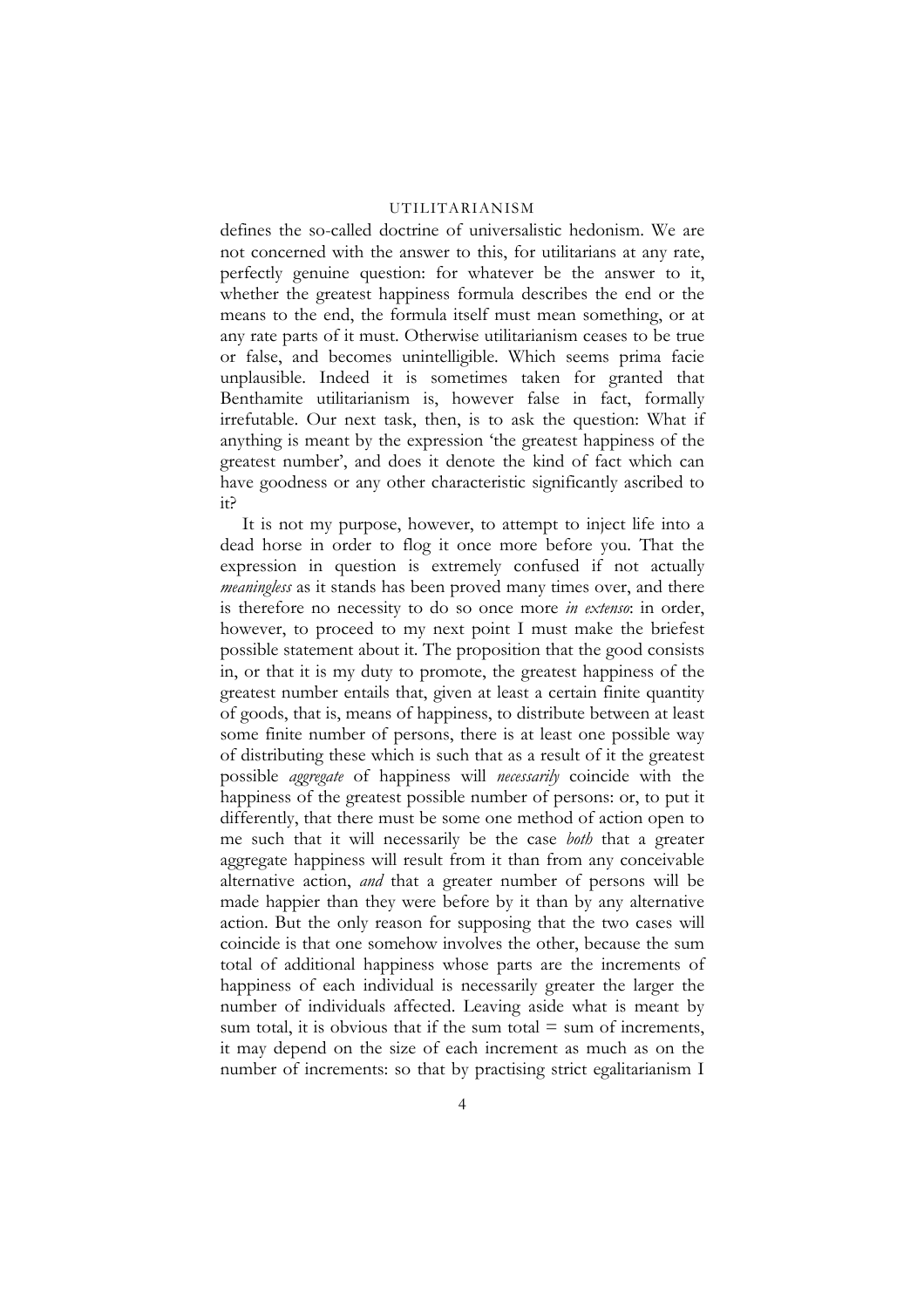defines the so-called doctrine of universalistic hedonism. We are not concerned with the answer to this, for utilitarians at any rate, perfectly genuine question: for whatever be the answer to it, whether the greatest happiness formula describes the end or the means to the end, the formula itself must mean something, or at any rate parts of it must. Otherwise utilitarianism ceases to be true or false, and becomes unintelligible. Which seems prima facie unplausible. Indeed it is sometimes taken for granted that Benthamite utilitarianism is, however false in fact, formally irrefutable. Our next task, then, is to ask the question: What if anything is meant by the expression 'the greatest happiness of the greatest number', and does it denote the kind of fact which can have goodness or any other characteristic significantly ascribed to it?

It is not my purpose, however, to attempt to inject life into a dead horse in order to flog it once more before you. That the expression in question is extremely confused if not actually *meaningless* as it stands has been proved many times over, and there is therefore no necessity to do so once more *in extenso*: in order, however, to proceed to my next point I must make the briefest possible statement about it. The proposition that the good consists in, or that it is my duty to promote, the greatest happiness of the greatest number entails that, given at least a certain finite quantity of goods, that is, means of happiness, to distribute between at least some finite number of persons, there is at least one possible way of distributing these which is such that as a result of it the greatest possible *aggregate* of happiness will *necessarily* coincide with the happiness of the greatest possible number of persons: or, to put it differently, that there must be some one method of action open to me such that it will necessarily be the case *both* that a greater aggregate happiness will result from it than from any conceivable alternative action, *and* that a greater number of persons will be made happier than they were before by it than by any alternative action. But the only reason for supposing that the two cases will coincide is that one somehow involves the other, because the sum total of additional happiness whose parts are the increments of happiness of each individual is necessarily greater the larger the number of individuals affected. Leaving aside what is meant by sum total, it is obvious that if the sum total = sum of increments, it may depend on the size of each increment as much as on the number of increments: so that by practising strict egalitarianism I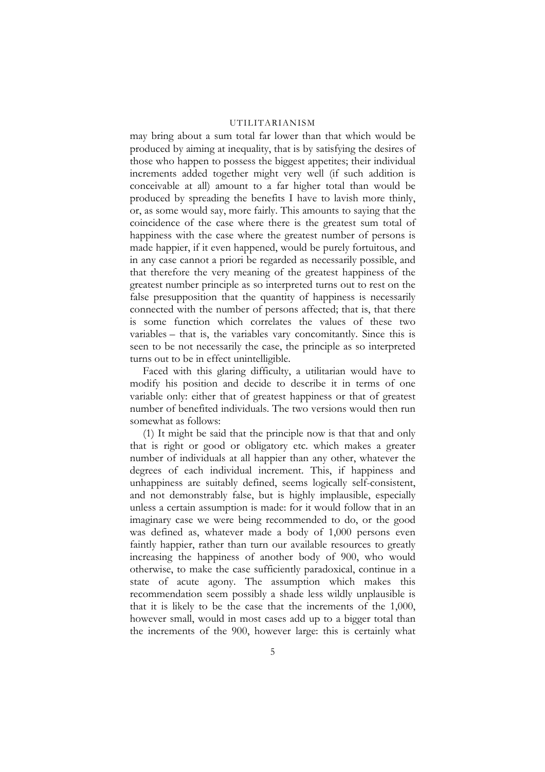may bring about a sum total far lower than that which would be produced by aiming at inequality, that is by satisfying the desires of those who happen to possess the biggest appetites; their individual increments added together might very well (if such addition is conceivable at all) amount to a far higher total than would be produced by spreading the benefits I have to lavish more thinly, or, as some would say, more fairly. This amounts to saying that the coincidence of the case where there is the greatest sum total of happiness with the case where the greatest number of persons is made happier, if it even happened, would be purely fortuitous, and in any case cannot a priori be regarded as necessarily possible, and that therefore the very meaning of the greatest happiness of the greatest number principle as so interpreted turns out to rest on the false presupposition that the quantity of happiness is necessarily connected with the number of persons affected; that is, that there is some function which correlates the values of these two variables – that is, the variables vary concomitantly. Since this is seen to be not necessarily the case, the principle as so interpreted turns out to be in effect unintelligible.

Faced with this glaring difficulty, a utilitarian would have to modify his position and decide to describe it in terms of one variable only: either that of greatest happiness or that of greatest number of benefited individuals. The two versions would then run somewhat as follows:

(1) It might be said that the principle now is that that and only that is right or good or obligatory etc. which makes a greater number of individuals at all happier than any other, whatever the degrees of each individual increment. This, if happiness and unhappiness are suitably defined, seems logically self-consistent, and not demonstrably false, but is highly implausible, especially unless a certain assumption is made: for it would follow that in an imaginary case we were being recommended to do, or the good was defined as, whatever made a body of 1,000 persons even faintly happier, rather than turn our available resources to greatly increasing the happiness of another body of 900, who would otherwise, to make the case sufficiently paradoxical, continue in a state of acute agony. The assumption which makes this recommendation seem possibly a shade less wildly unplausible is that it is likely to be the case that the increments of the 1,000, however small, would in most cases add up to a bigger total than the increments of the 900, however large: this is certainly what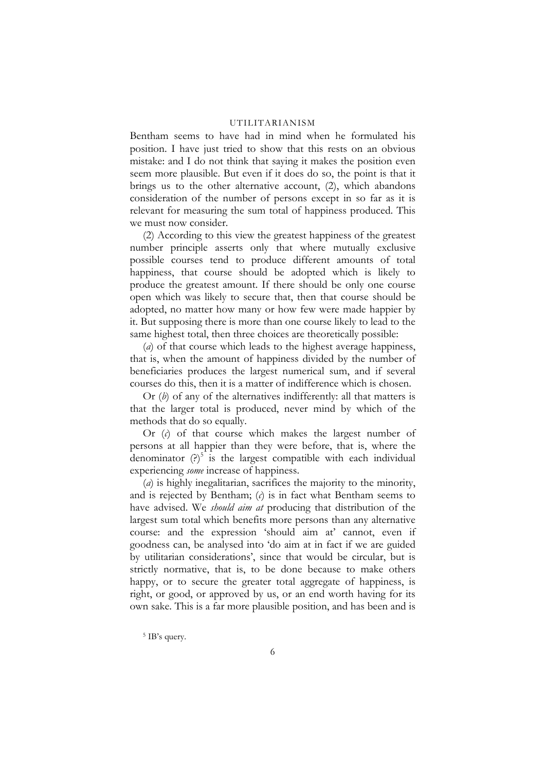Bentham seems to have had in mind when he formulated his position. I have just tried to show that this rests on an obvious mistake: and I do not think that saying it makes the position even seem more plausible. But even if it does do so, the point is that it brings us to the other alternative account, (2), which abandons consideration of the number of persons except in so far as it is relevant for measuring the sum total of happiness produced. This we must now consider.

(2) According to this view the greatest happiness of the greatest number principle asserts only that where mutually exclusive possible courses tend to produce different amounts of total happiness, that course should be adopted which is likely to produce the greatest amount. If there should be only one course open which was likely to secure that, then that course should be adopted, no matter how many or how few were made happier by it. But supposing there is more than one course likely to lead to the same highest total, then three choices are theoretically possible:

(*a*) of that course which leads to the highest average happiness, that is, when the amount of happiness divided by the number of beneficiaries produces the largest numerical sum, and if several courses do this, then it is a matter of indifference which is chosen.

Or (*b*) of any of the alternatives indifferently: all that matters is that the larger total is produced, never mind by which of the methods that do so equally.

Or (*c*) of that course which makes the largest number of persons at all happier than they were before, that is, where the denominator (?)[5] is the largest compatible with each individual experiencing *some* increase of happiness.

(*a*) is highly inegalitarian, sacrifices the majority to the minority, and is rejected by Bentham; (*c*) is in fact what Bentham seems to have advised. We *should aim at* producing that distribution of the largest sum total which benefits more persons than any alternative course: and the expression 'should aim at' cannot, even if goodness can, be analysed into 'do aim at in fact if we are guided by utilitarian considerations', since that would be circular, but is strictly normative, that is, to be done because to make others happy, or to secure the greater total aggregate of happiness, is right, or good, or approved by us, or an end worth having for its own sake. This is a far more plausible position, and has been and is

[5] IB's query.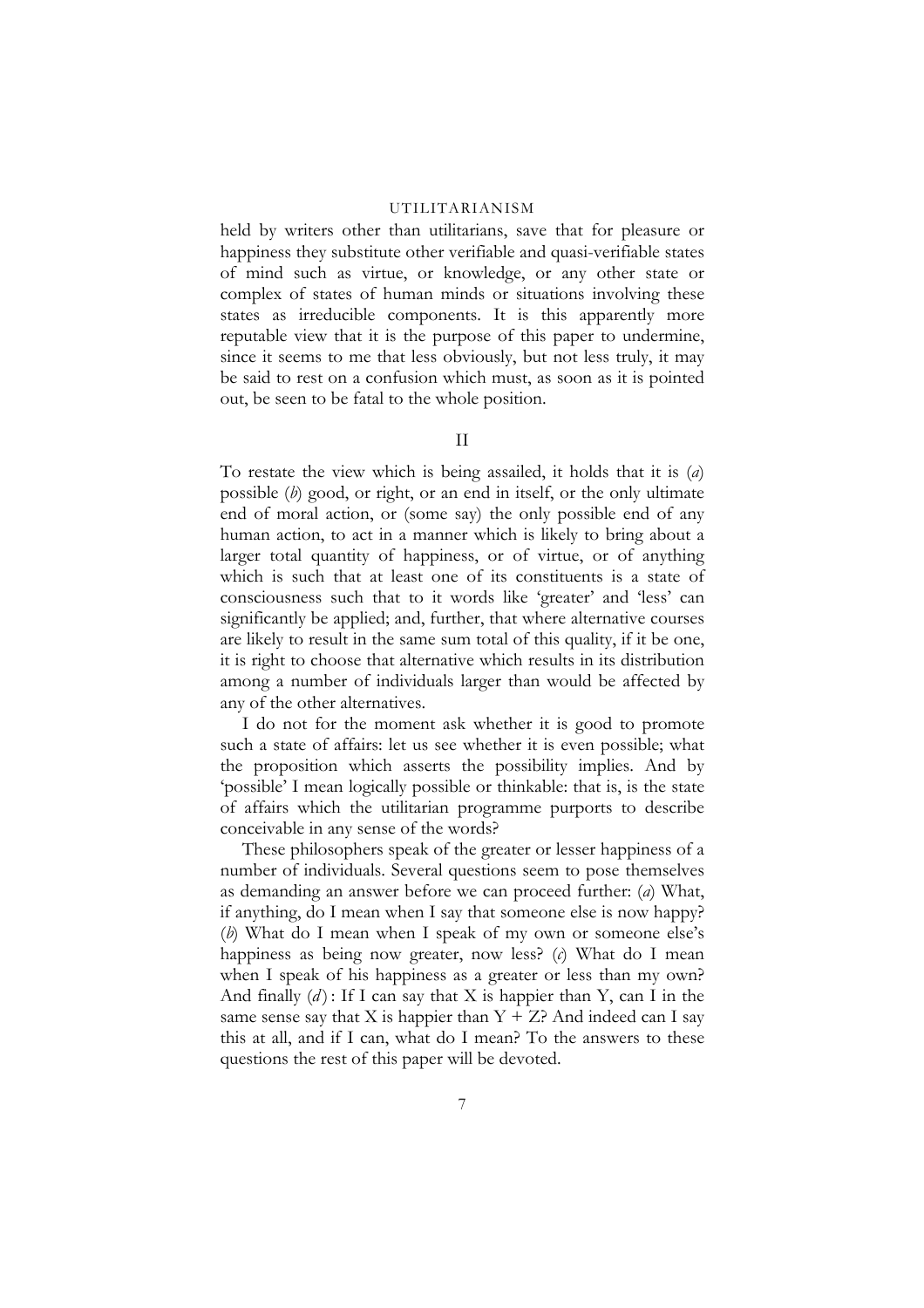held by writers other than utilitarians, save that for pleasure or happiness they substitute other verifiable and quasi-verifiable states of mind such as virtue, or knowledge, or any other state or complex of states of human minds or situations involving these states as irreducible components. It is this apparently more reputable view that it is the purpose of this paper to undermine, since it seems to me that less obviously, but not less truly, it may be said to rest on a confusion which must, as soon as it is pointed out, be seen to be fatal to the whole position.

## II

To restate the view which is being assailed, it holds that it is (*a*) possible (*b*) good, or right, or an end in itself, or the only ultimate end of moral action, or (some say) the only possible end of any human action, to act in a manner which is likely to bring about a larger total quantity of happiness, or of virtue, or of anything which is such that at least one of its constituents is a state of consciousness such that to it words like 'greater' and 'less' can significantly be applied; and, further, that where alternative courses are likely to result in the same sum total of this quality, if it be one, it is right to choose that alternative which results in its distribution among a number of individuals larger than would be affected by any of the other alternatives.

I do not for the moment ask whether it is good to promote such a state of affairs: let us see whether it is even possible; what the proposition which asserts the possibility implies. And by 'possible' I mean logically possible or thinkable: that is, is the state of affairs which the utilitarian programme purports to describe conceivable in any sense of the words?

These philosophers speak of the greater or lesser happiness of a number of individuals. Several questions seem to pose themselves as demanding an answer before we can proceed further: (*a*) What, if anything, do I mean when I say that someone else is now happy? (*b*) What do I mean when I speak of my own or someone else's happiness as being now greater, now less? (*c*) What do I mean when I speak of his happiness as a greater or less than my own? And finally (*d*): If I can say that X is happier than Y, can I in the same sense say that X is happier than Y + Z? And indeed can I say this at all, and if I can, what do I mean? To the answers to these questions the rest of this paper will be devoted.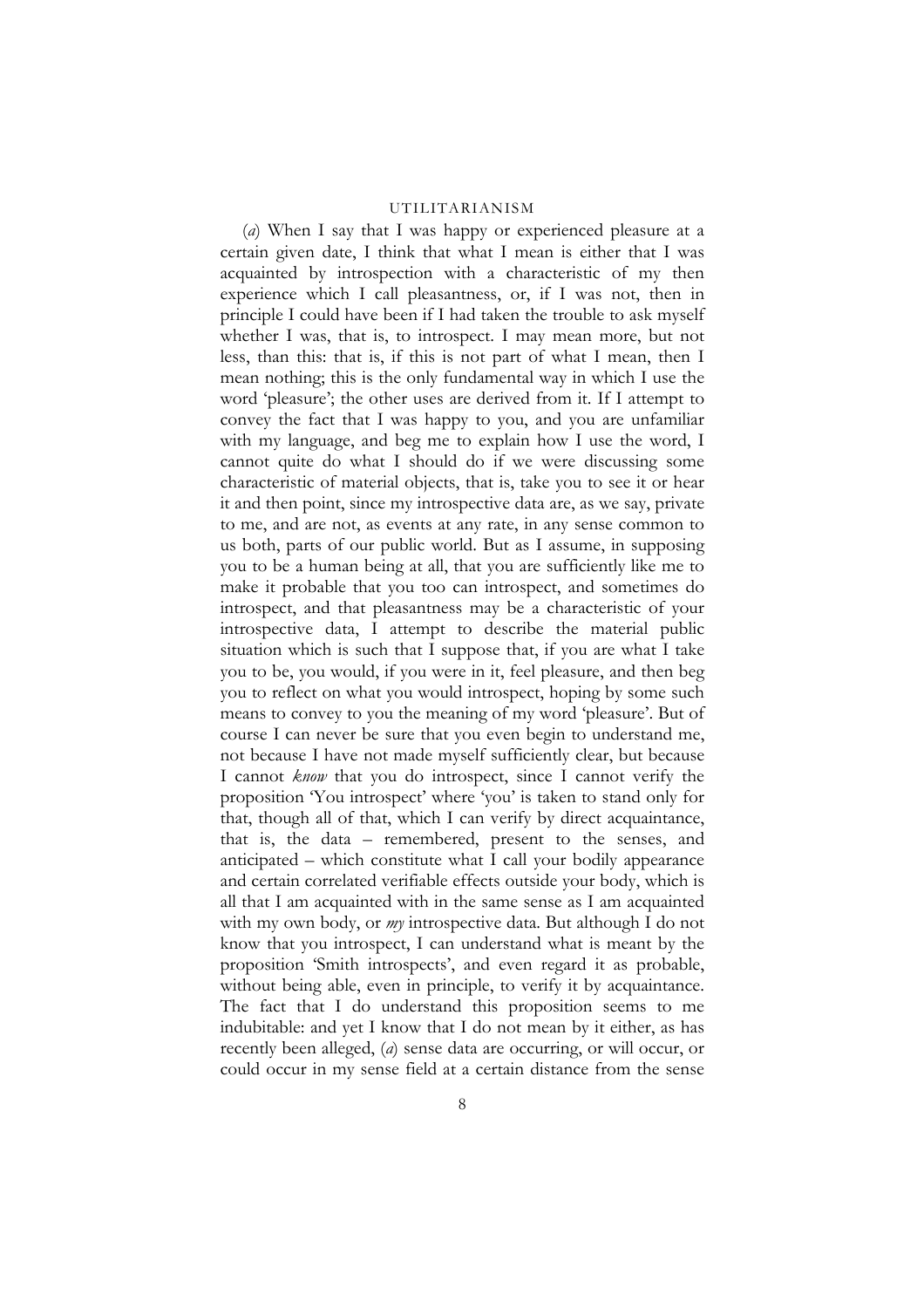(*a*) When I say that I was happy or experienced pleasure at a certain given date, I think that what I mean is either that I was acquainted by introspection with a characteristic of my then experience which I call pleasantness, or, if I was not, then in principle I could have been if I had taken the trouble to ask myself whether I was, that is, to introspect. I may mean more, but not less, than this: that is, if this is not part of what I mean, then I mean nothing; this is the only fundamental way in which I use the word 'pleasure'; the other uses are derived from it. If I attempt to convey the fact that I was happy to you, and you are unfamiliar with my language, and beg me to explain how I use the word, I cannot quite do what I should do if we were discussing some characteristic of material objects, that is, take you to see it or hear it and then point, since my introspective data are, as we say, private to me, and are not, as events at any rate, in any sense common to us both, parts of our public world. But as I assume, in supposing you to be a human being at all, that you are sufficiently like me to make it probable that you too can introspect, and sometimes do introspect, and that pleasantness may be a characteristic of your introspective data, I attempt to describe the material public situation which is such that I suppose that, if you are what I take you to be, you would, if you were in it, feel pleasure, and then beg you to reflect on what you would introspect, hoping by some such means to convey to you the meaning of my word 'pleasure'. But of course I can never be sure that you even begin to understand me, not because I have not made myself sufficiently clear, but because I cannot *know* that you do introspect, since I cannot verify the proposition 'You introspect' where 'you' is taken to stand only for that, though all of that, which I can verify by direct acquaintance, that is, the data – remembered, present to the senses, and anticipated – which constitute what I call your bodily appearance and certain correlated verifiable effects outside your body, which is all that I am acquainted with in the same sense as I am acquainted with my own body, or *my* introspective data. But although I do not know that you introspect, I can understand what is meant by the proposition 'Smith introspects', and even regard it as probable, without being able, even in principle, to verify it by acquaintance. The fact that I do understand this proposition seems to me indubitable: and yet I know that I do not mean by it either, as has recently been alleged, (*a*) sense data are occurring, or will occur, or could occur in my sense field at a certain distance from the sense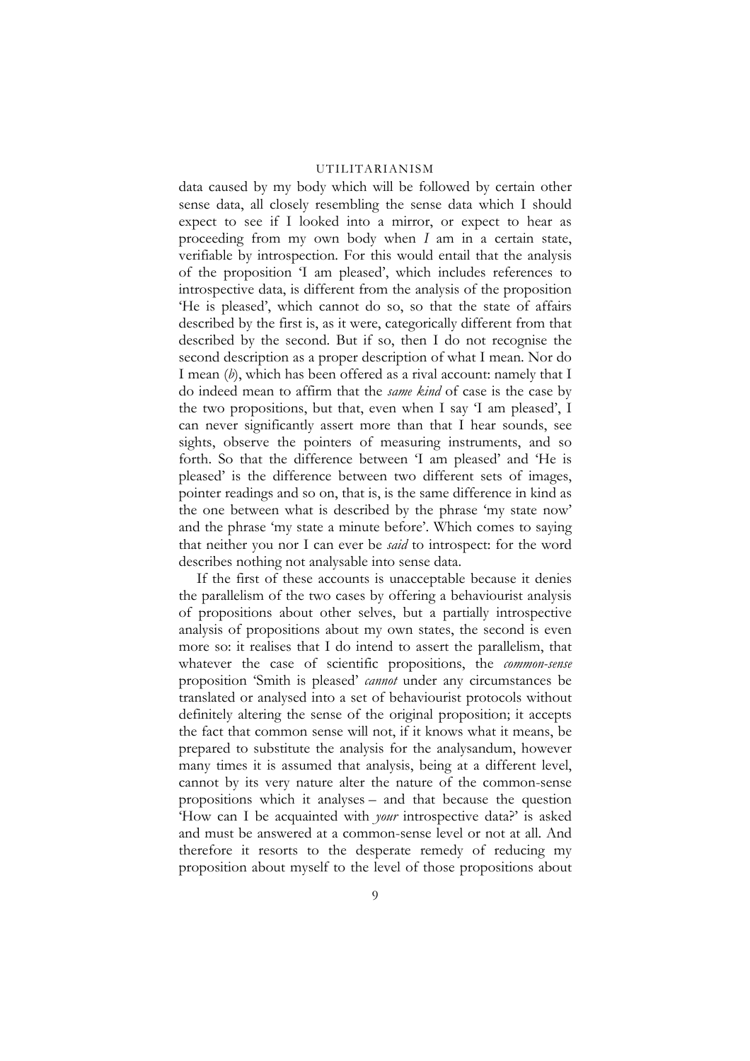data caused by my body which will be followed by certain other sense data, all closely resembling the sense data which I should expect to see if I looked into a mirror, or expect to hear as proceeding from my own body when *I* am in a certain state, verifiable by introspection. For this would entail that the analysis of the proposition 'I am pleased', which includes references to introspective data, is different from the analysis of the proposition 'He is pleased', which cannot do so, so that the state of affairs described by the first is, as it were, categorically different from that described by the second. But if so, then I do not recognise the second description as a proper description of what I mean. Nor do I mean (*b*), which has been offered as a rival account: namely that I do indeed mean to affirm that the *same kind* of case is the case by the two propositions, but that, even when I say 'I am pleased', I can never significantly assert more than that I hear sounds, see sights, observe the pointers of measuring instruments, and so forth. So that the difference between 'I am pleased' and 'He is pleased' is the difference between two different sets of images, pointer readings and so on, that is, is the same difference in kind as the one between what is described by the phrase 'my state now' and the phrase 'my state a minute before'. Which comes to saying that neither you nor I can ever be *said* to introspect: for the word describes nothing not analysable into sense data.

If the first of these accounts is unacceptable because it denies the parallelism of the two cases by offering a behaviourist analysis of propositions about other selves, but a partially introspective analysis of propositions about my own states, the second is even more so: it realises that I do intend to assert the parallelism, that whatever the case of scientific propositions, the *common-sense* proposition 'Smith is pleased' *cannot* under any circumstances be translated or analysed into a set of behaviourist protocols without definitely altering the sense of the original proposition; it accepts the fact that common sense will not, if it knows what it means, be prepared to substitute the analysis for the analysandum, however many times it is assumed that analysis, being at a different level, cannot by its very nature alter the nature of the common-sense propositions which it analyses – and that because the question 'How can I be acquainted with *your* introspective data?' is asked and must be answered at a common-sense level or not at all. And therefore it resorts to the desperate remedy of reducing my proposition about myself to the level of those propositions about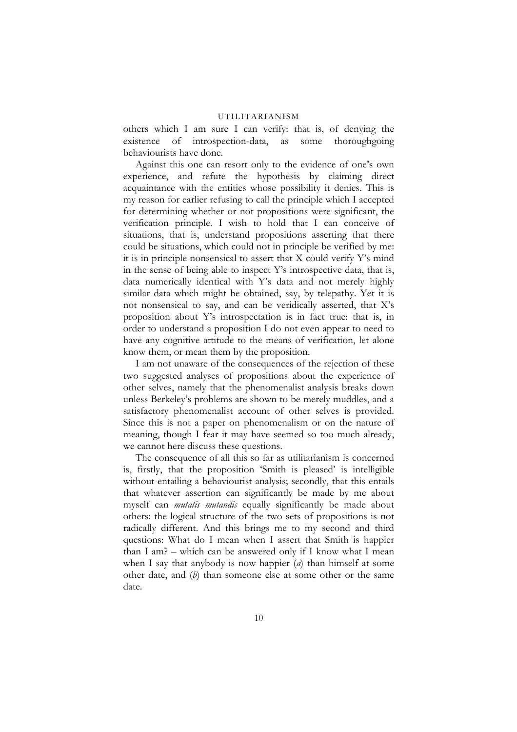others which I am sure I can verify: that is, of denying the existence of introspection-data, as some thoroughgoing behaviourists have done.

Against this one can resort only to the evidence of one's own experience, and refute the hypothesis by claiming direct acquaintance with the entities whose possibility it denies. This is my reason for earlier refusing to call the principle which I accepted for determining whether or not propositions were significant, the verification principle. I wish to hold that I can conceive of situations, that is, understand propositions asserting that there could be situations, which could not in principle be verified by me: it is in principle nonsensical to assert that X could verify Y's mind in the sense of being able to inspect Y's introspective data, that is, data numerically identical with Y's data and not merely highly similar data which might be obtained, say, by telepathy. Yet it is not nonsensical to say, and can be veridically asserted, that X's proposition about Y's introspectation is in fact true: that is, in order to understand a proposition I do not even appear to need to have any cognitive attitude to the means of verification, let alone know them, or mean them by the proposition.

I am not unaware of the consequences of the rejection of these two suggested analyses of propositions about the experience of other selves, namely that the phenomenalist analysis breaks down unless Berkeley's problems are shown to be merely muddles, and a satisfactory phenomenalist account of other selves is provided. Since this is not a paper on phenomenalism or on the nature of meaning, though I fear it may have seemed so too much already, we cannot here discuss these questions.

The consequence of all this so far as utilitarianism is concerned is, firstly, that the proposition 'Smith is pleased' is intelligible without entailing a behaviourist analysis; secondly, that this entails that whatever assertion can significantly be made by me about myself can *mutatis mutandis* equally significantly be made about others: the logical structure of the two sets of propositions is not radically different. And this brings me to my second and third questions: What do I mean when I assert that Smith is happier than I am? – which can be answered only if I know what I mean when I say that anybody is now happier (*a*) than himself at some other date, and (*b*) than someone else at some other or the same date.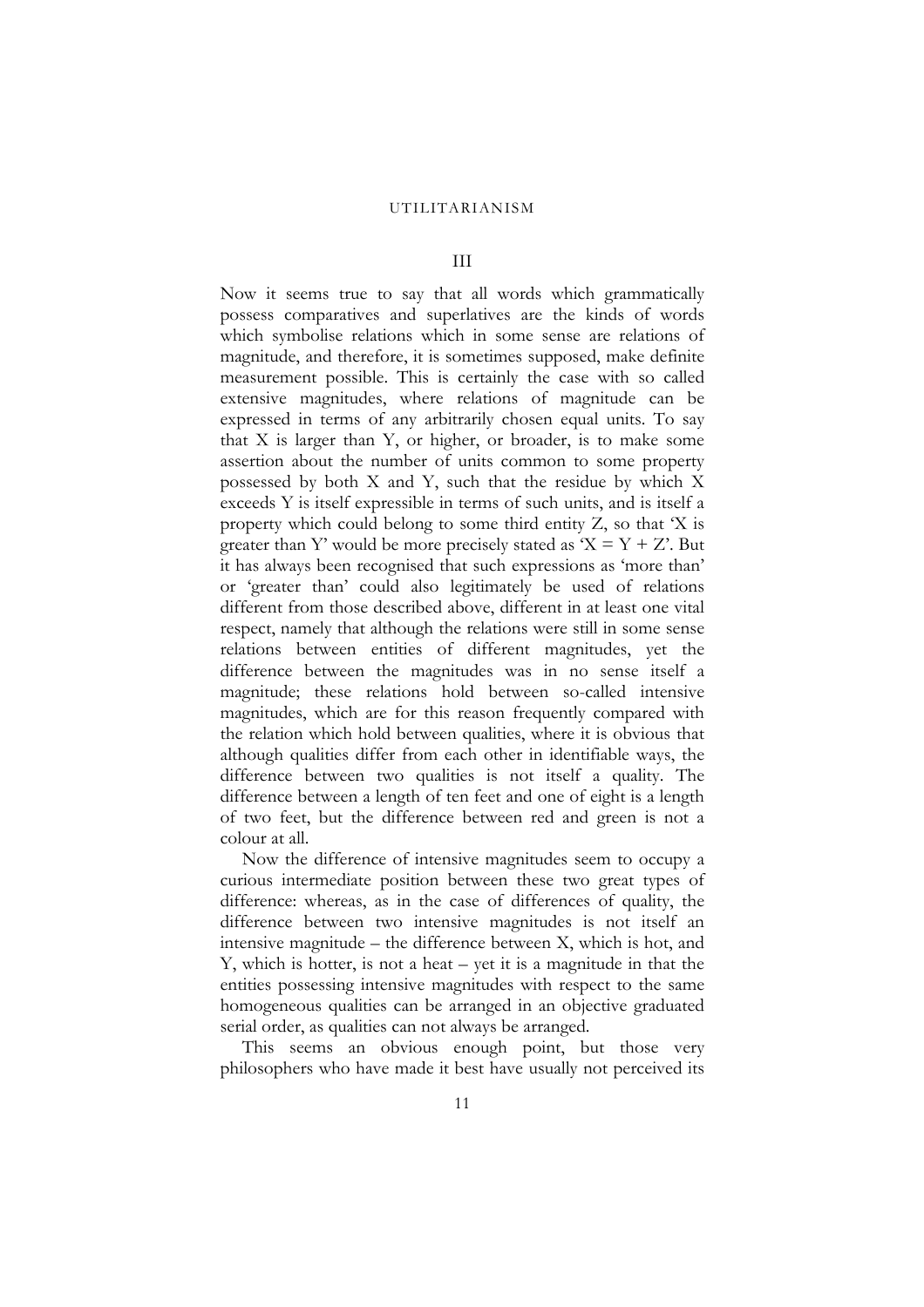## III

Now it seems true to say that all words which grammatically possess comparatives and superlatives are the kinds of words which symbolise relations which in some sense are relations of magnitude, and therefore, it is sometimes supposed, make definite measurement possible. This is certainly the case with so called extensive magnitudes, where relations of magnitude can be expressed in terms of any arbitrarily chosen equal units. To say that X is larger than Y, or higher, or broader, is to make some assertion about the number of units common to some property possessed by both X and Y, such that the residue by which X exceeds Y is itself expressible in terms of such units, and is itself a property which could belong to some third entity Z, so that 'X is greater than Y' would be more precisely stated as 'X = Y + Z'. But it has always been recognised that such expressions as 'more than' or 'greater than' could also legitimately be used of relations different from those described above, different in at least one vital respect, namely that although the relations were still in some sense relations between entities of different magnitudes, yet the difference between the magnitudes was in no sense itself a magnitude; these relations hold between so-called intensive magnitudes, which are for this reason frequently compared with the relation which hold between qualities, where it is obvious that although qualities differ from each other in identifiable ways, the difference between two qualities is not itself a quality. The difference between a length of ten feet and one of eight is a length of two feet, but the difference between red and green is not a colour at all.

Now the difference of intensive magnitudes seem to occupy a curious intermediate position between these two great types of difference: whereas, as in the case of differences of quality, the difference between two intensive magnitudes is not itself an intensive magnitude – the difference between X, which is hot, and Y, which is hotter, is not a heat – yet it is a magnitude in that the entities possessing intensive magnitudes with respect to the same homogeneous qualities can be arranged in an objective graduated serial order, as qualities can not always be arranged.

This seems an obvious enough point, but those very philosophers who have made it best have usually not perceived its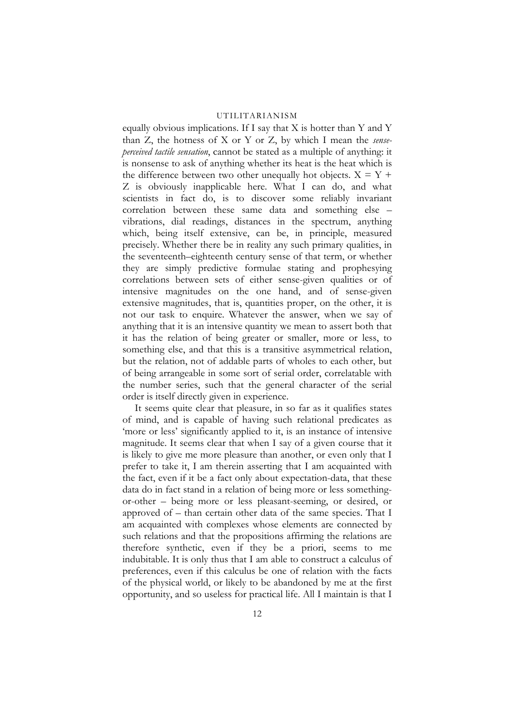equally obvious implications. If I say that X is hotter than Y and Y than Z, the hotness of X or Y or Z, by which I mean the *sense-perceived tactile sensation*, cannot be stated as a multiple of anything: it is nonsense to ask of anything whether its heat is the heat which is the difference between two other unequally hot objects. $X = Y + Z$ is obviously inapplicable here. What I can do, and what scientists in fact do, is to discover some reliably invariant correlation between these same data and something else – vibrations, dial readings, distances in the spectrum, anything which, being itself extensive, can be, in principle, measured precisely. Whether there be in reality any such primary qualities, in the seventeenth–eighteenth century sense of that term, or whether they are simply predictive formulae stating and prophesying correlations between sets of either sense-given qualities or of intensive magnitudes on the one hand, and of sense-given extensive magnitudes, that is, quantities proper, on the other, it is not our task to enquire. Whatever the answer, when we say of anything that it is an intensive quantity we mean to assert both that it has the relation of being greater or smaller, more or less, to something else, and that this is a transitive asymmetrical relation, but the relation, not of addable parts of wholes to each other, but of being arrangeable in some sort of serial order, correlatable with the number series, such that the general character of the serial order is itself directly given in experience.

It seems quite clear that pleasure, in so far as it qualifies states of mind, and is capable of having such relational predicates as 'more or less' significantly applied to it, is an instance of intensive magnitude. It seems clear that when I say of a given course that it is likely to give me more pleasure than another, or even only that I prefer to take it, I am therein asserting that I am acquainted with the fact, even if it be a fact only about expectation-data, that these data do in fact stand in a relation of being more or less something-or-other – being more or less pleasant-seeming, or desired, or approved of – than certain other data of the same species. That I am acquainted with complexes whose elements are connected by such relations and that the propositions affirming the relations are therefore synthetic, even if they be a priori, seems to me indubitable. It is only thus that I am able to construct a calculus of preferences, even if this calculus be one of relation with the facts of the physical world, or likely to be abandoned by me at the first opportunity, and so useless for practical life. All I maintain is that I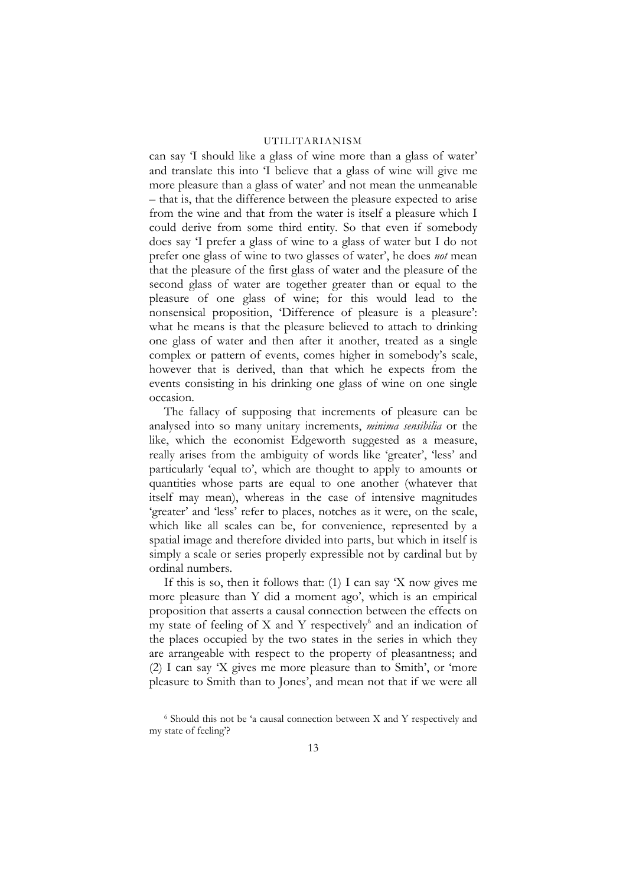can say 'I should like a glass of wine more than a glass of water' and translate this into 'I believe that a glass of wine will give me more pleasure than a glass of water' and not mean the unmeanable – that is, that the difference between the pleasure expected to arise from the wine and that from the water is itself a pleasure which I could derive from some third entity. So that even if somebody does say 'I prefer a glass of wine to a glass of water but I do not prefer one glass of wine to two glasses of water', he does *not* mean that the pleasure of the first glass of water and the pleasure of the second glass of water are together greater than or equal to the pleasure of one glass of wine; for this would lead to the nonsensical proposition, 'Difference of pleasure is a pleasure': what he means is that the pleasure believed to attach to drinking one glass of water and then after it another, treated as a single complex or pattern of events, comes higher in somebody's scale, however that is derived, than that which he expects from the events consisting in his drinking one glass of wine on one single occasion.

The fallacy of supposing that increments of pleasure can be analysed into so many unitary increments, *minima sensibilia* or the like, which the economist Edgeworth suggested as a measure, really arises from the ambiguity of words like 'greater', 'less' and particularly 'equal to', which are thought to apply to amounts or quantities whose parts are equal to one another (whatever that itself may mean), whereas in the case of intensive magnitudes 'greater' and 'less' refer to places, notches as it were, on the scale, which like all scales can be, for convenience, represented by a spatial image and therefore divided into parts, but which in itself is simply a scale or series properly expressible not by cardinal but by ordinal numbers.

If this is so, then it follows that: (1) I can say 'X now gives me more pleasure than Y did a moment ago', which is an empirical proposition that asserts a causal connection between the effects on my state of feeling of X and Y respectively[6] and an indication of the places occupied by the two states in the series in which they are arrangeable with respect to the property of pleasantness; and (2) I can say 'X gives me more pleasure than to Smith', or 'more pleasure to Smith than to Jones', and mean not that if we were all

[6] Should this not be 'a causal connection between X and Y respectively and my state of feeling'?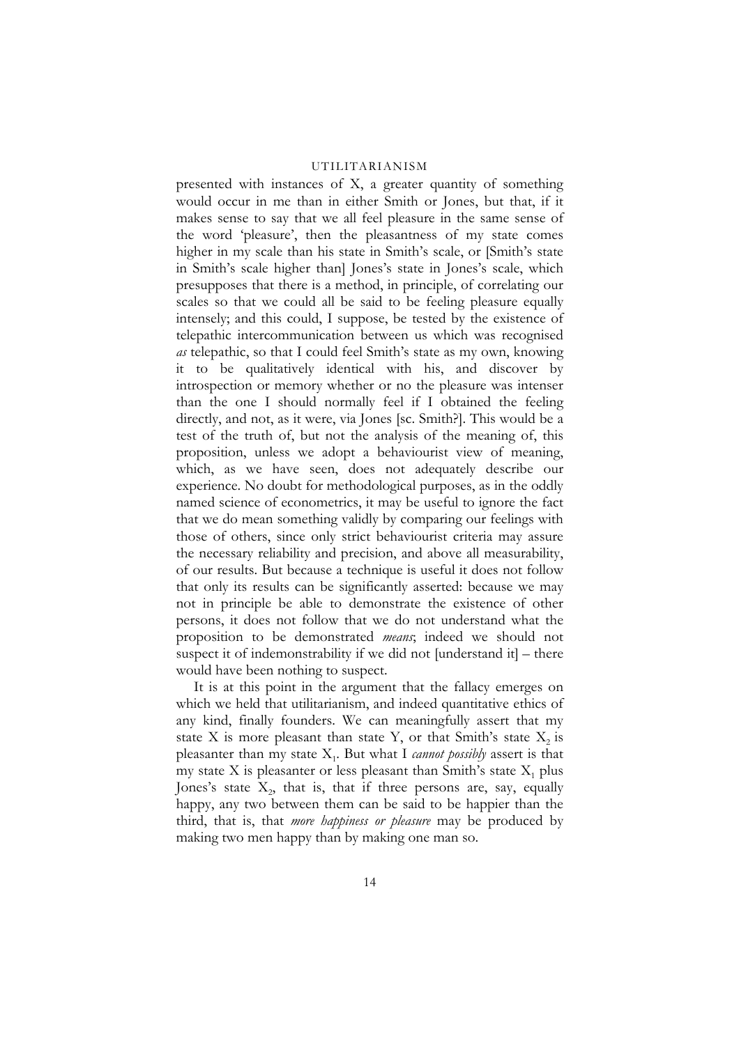presented with instances of X, a greater quantity of something would occur in me than in either Smith or Jones, but that, if it makes sense to say that we all feel pleasure in the same sense of the word 'pleasure', then the pleasantness of my state comes higher in my scale than his state in Smith's scale, or [Smith's state in Smith's scale higher than] Jones's state in Jones's scale, which presupposes that there is a method, in principle, of correlating our scales so that we could all be said to be feeling pleasure equally intensely; and this could, I suppose, be tested by the existence of telepathic intercommunication between us which was recognised *as* telepathic, so that I could feel Smith's state as my own, knowing it to be qualitatively identical with his, and discover by introspection or memory whether or no the pleasure was intenser than the one I should normally feel if I obtained the feeling directly, and not, as it were, via Jones [sc. Smith?]. This would be a test of the truth of, but not the analysis of the meaning of, this proposition, unless we adopt a behaviourist view of meaning, which, as we have seen, does not adequately describe our experience. No doubt for methodological purposes, as in the oddly named science of econometrics, it may be useful to ignore the fact that we do mean something validly by comparing our feelings with those of others, since only strict behaviourist criteria may assure the necessary reliability and precision, and above all measurability, of our results. But because a technique is useful it does not follow that only its results can be significantly asserted: because we may not in principle be able to demonstrate the existence of other persons, it does not follow that we do not understand what the proposition to be demonstrated *means*; indeed we should not suspect it of indemonstrability if we did not [understand it] – there would have been nothing to suspect.

It is at this point in the argument that the fallacy emerges on which we held that utilitarianism, and indeed quantitative ethics of any kind, finally founders. We can meaningfully assert that my state X is more pleasant than state Y, or that Smith's state $X_2$ is pleasanter than my state $X_1$. But what I *cannot possibly* assert is that my state X is pleasanter or less pleasant than Smith's state $X_1$ plus Jones's state $X_2$, that is, that if three persons are, say, equally happy, any two between them can be said to be happier than the third, that is, that *more happiness or pleasure* may be produced by making two men happy than by making one man so.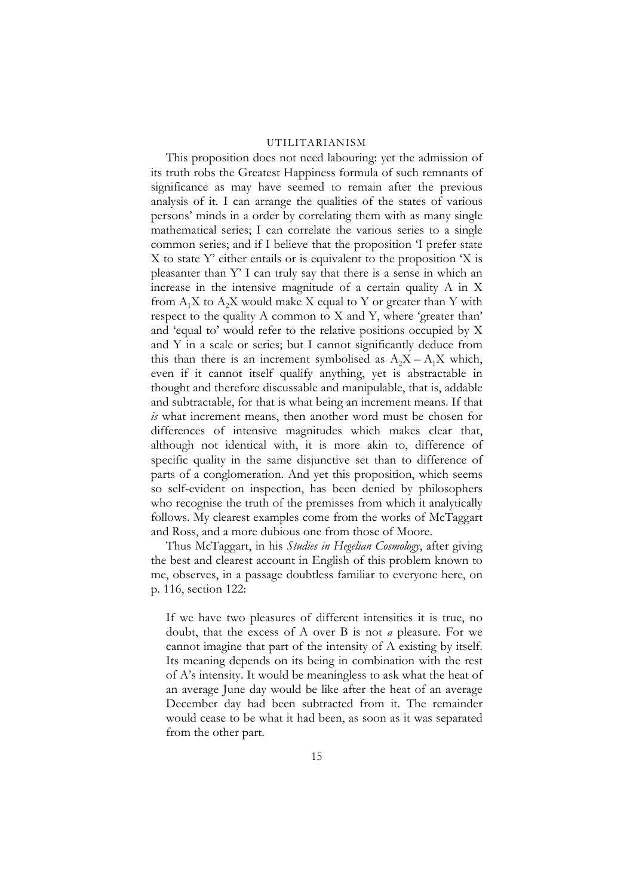This proposition does not need labouring: yet the admission of its truth robs the Greatest Happiness formula of such remnants of significance as may have seemed to remain after the previous analysis of it. I can arrange the qualities of the states of various persons' minds in a order by correlating them with as many single mathematical series; I can correlate the various series to a single common series; and if I believe that the proposition 'I prefer state X to state Y' either entails or is equivalent to the proposition 'X is pleasanter than Y' I can truly say that there is a sense in which an increase in the intensive magnitude of a certain quality A in X from $A_1X$ to $A_2X$ would make X equal to Y or greater than Y with respect to the quality A common to X and Y, where 'greater than' and 'equal to' would refer to the relative positions occupied by X and Y in a scale or series; but I cannot significantly deduce from this than there is an increment symbolised as $A_2X - A_1X$ which, even if it cannot itself qualify anything, yet is abstractable in thought and therefore discussable and manipulable, that is, addable and subtractable, for that is what being an increment means. If that *is* what increment means, then another word must be chosen for differences of intensive magnitudes which makes clear that, although not identical with, it is more akin to, difference of specific quality in the same disjunctive set than to difference of parts of a conglomeration. And yet this proposition, which seems so self-evident on inspection, has been denied by philosophers who recognise the truth of the premisses from which it analytically follows. My clearest examples come from the works of McTaggart and Ross, and a more dubious one from those of Moore.

Thus McTaggart, in his *Studies in Hegelian Cosmology*, after giving the best and clearest account in English of this problem known to me, observes, in a passage doubtless familiar to everyone here, on p. 116, section 122:

> If we have two pleasures of different intensities it is true, no doubt, that the excess of A over B is not *a* pleasure. For we cannot imagine that part of the intensity of A existing by itself. Its meaning depends on its being in combination with the rest of A's intensity. It would be meaningless to ask what the heat of an average June day would be like after the heat of an average December day had been subtracted from it. The remainder would cease to be what it had been, as soon as it was separated from the other part.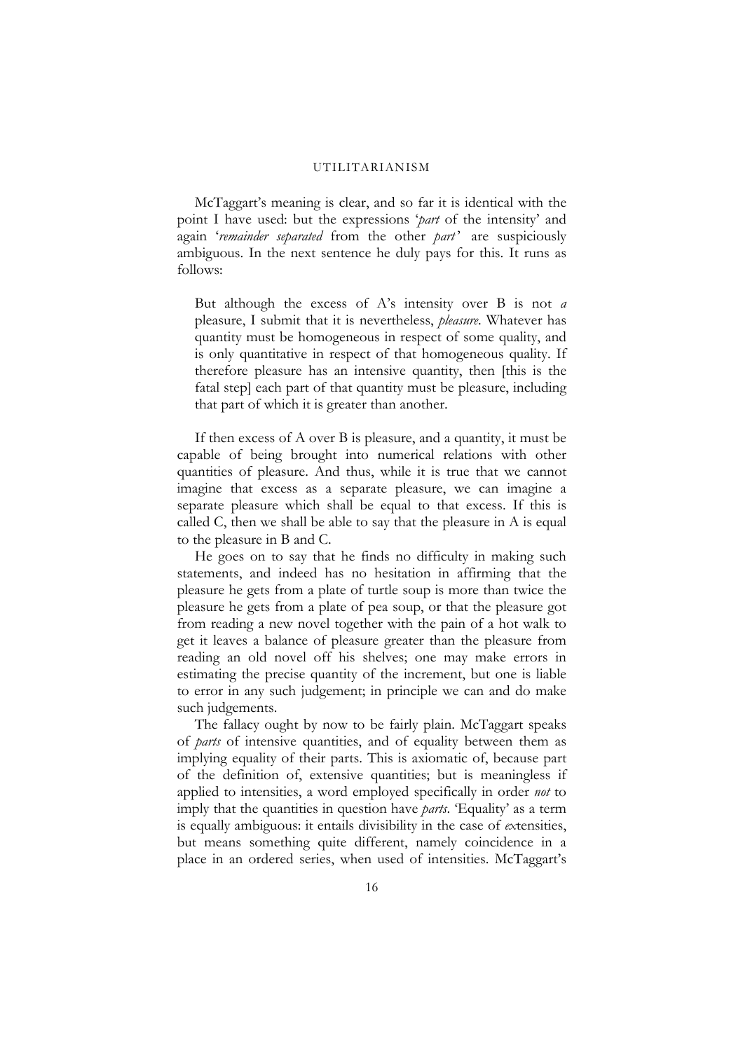McTaggart's meaning is clear, and so far it is identical with the point I have used: but the expressions '*part* of the intensity' and again '*remainder separated* from the other *part*' are suspiciously ambiguous. In the next sentence he duly pays for this. It runs as follows:

> But although the excess of A's intensity over B is not *a* pleasure, I submit that it is nevertheless, *pleasure*. Whatever has quantity must be homogeneous in respect of some quality, and is only quantitative in respect of that homogeneous quality. If therefore pleasure has an intensive quantity, then [this is the fatal step] each part of that quantity must be pleasure, including that part of which it is greater than another.

If then excess of A over B is pleasure, and a quantity, it must be capable of being brought into numerical relations with other quantities of pleasure. And thus, while it is true that we cannot imagine that excess as a separate pleasure, we can imagine a separate pleasure which shall be equal to that excess. If this is called C, then we shall be able to say that the pleasure in A is equal to the pleasure in B and C.

He goes on to say that he finds no difficulty in making such statements, and indeed has no hesitation in affirming that the pleasure he gets from a plate of turtle soup is more than twice the pleasure he gets from a plate of pea soup, or that the pleasure got from reading a new novel together with the pain of a hot walk to get it leaves a balance of pleasure greater than the pleasure from reading an old novel off his shelves; one may make errors in estimating the precise quantity of the increment, but one is liable to error in any such judgement; in principle we can and do make such judgements.

The fallacy ought by now to be fairly plain. McTaggart speaks of *parts* of intensive quantities, and of equality between them as implying equality of their parts. This is axiomatic of, because part of the definition of, extensive quantities; but is meaningless if applied to intensities, a word employed specifically in order *not* to imply that the quantities in question have *parts*. 'Equality' as a term is equally ambiguous: it entails divisibility in the case of *ex*tensities, but means something quite different, namely coincidence in a place in an ordered series, when used of intensities. McTaggart's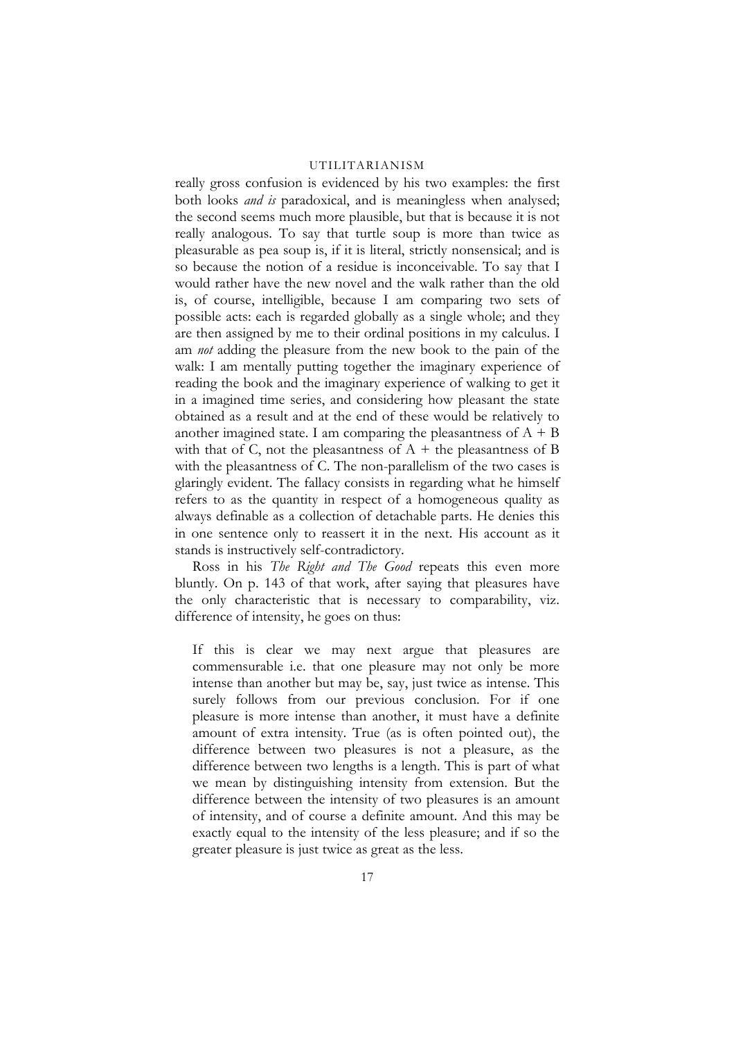really gross confusion is evidenced by his two examples: the first both looks *and is* paradoxical, and is meaningless when analysed; the second seems much more plausible, but that is because it is not really analogous. To say that turtle soup is more than twice as pleasurable as pea soup is, if it is literal, strictly nonsensical; and is so because the notion of a residue is inconceivable. To say that I would rather have the new novel and the walk rather than the old is, of course, intelligible, because I am comparing two sets of possible acts: each is regarded globally as a single whole; and they are then assigned by me to their ordinal positions in my calculus. I am *not* adding the pleasure from the new book to the pain of the walk: I am mentally putting together the imaginary experience of reading the book and the imaginary experience of walking to get it in a imagined time series, and considering how pleasant the state obtained as a result and at the end of these would be relatively to another imagined state. I am comparing the pleasantness of A + B with that of C, not the pleasantness of A + the pleasantness of B with the pleasantness of C. The non-parallelism of the two cases is glaringly evident. The fallacy consists in regarding what he himself refers to as the quantity in respect of a homogeneous quality as always definable as a collection of detachable parts. He denies this in one sentence only to reassert it in the next. His account as it stands is instructively self-contradictory.

Ross in his *The Right and The Good* repeats this even more bluntly. On p. 143 of that work, after saying that pleasures have the only characteristic that is necessary to comparability, viz. difference of intensity, he goes on thus:

> If this is clear we may next argue that pleasures are commensurable i.e. that one pleasure may not only be more intense than another but may be, say, just twice as intense. This surely follows from our previous conclusion. For if one pleasure is more intense than another, it must have a definite amount of extra intensity. True (as is often pointed out), the difference between two pleasures is not a pleasure, as the difference between two lengths is a length. This is part of what we mean by distinguishing intensity from extension. But the difference between the intensity of two pleasures is an amount of intensity, and of course a definite amount. And this may be exactly equal to the intensity of the less pleasure; and if so the greater pleasure is just twice as great as the less.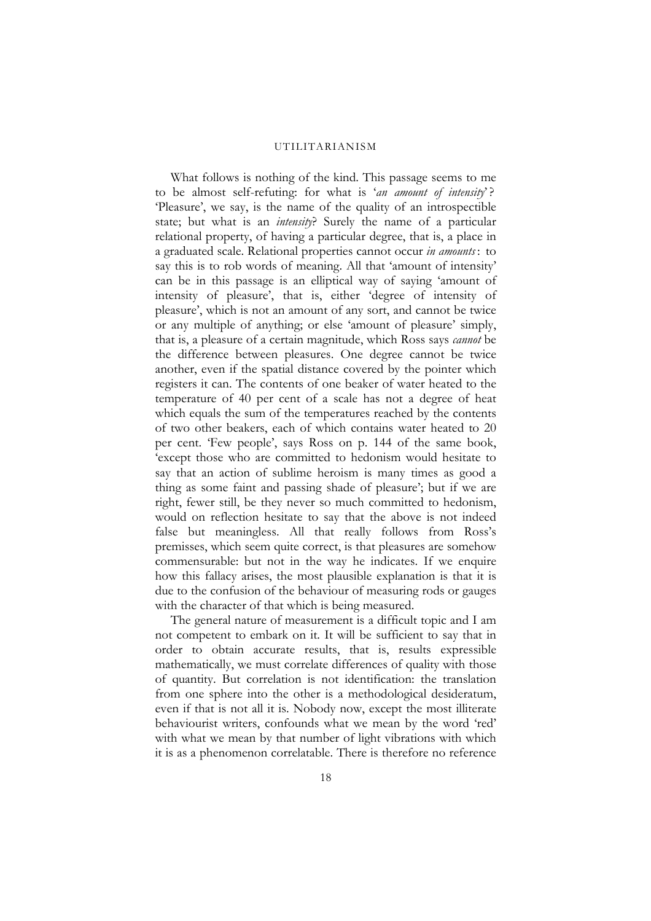What follows is nothing of the kind. This passage seems to me to be almost self-refuting: for what is '*an amount of intensity*'? 'Pleasure', we say, is the name of the quality of an introspectible state; but what is an *intensity*? Surely the name of a particular relational property, of having a particular degree, that is, a place in a graduated scale. Relational properties cannot occur *in amounts*: to say this is to rob words of meaning. All that 'amount of intensity' can be in this passage is an elliptical way of saying 'amount of intensity of pleasure', that is, either 'degree of intensity of pleasure', which is not an amount of any sort, and cannot be twice or any multiple of anything; or else 'amount of pleasure' simply, that is, a pleasure of a certain magnitude, which Ross says *cannot* be the difference between pleasures. One degree cannot be twice another, even if the spatial distance covered by the pointer which registers it can. The contents of one beaker of water heated to the temperature of 40 per cent of a scale has not a degree of heat which equals the sum of the temperatures reached by the contents of two other beakers, each of which contains water heated to 20 per cent. 'Few people', says Ross on p. 144 of the same book, 'except those who are committed to hedonism would hesitate to say that an action of sublime heroism is many times as good a thing as some faint and passing shade of pleasure'; but if we are right, fewer still, be they never so much committed to hedonism, would on reflection hesitate to say that the above is not indeed false but meaningless. All that really follows from Ross's premisses, which seem quite correct, is that pleasures are somehow commensurable: but not in the way he indicates. If we enquire how this fallacy arises, the most plausible explanation is that it is due to the confusion of the behaviour of measuring rods or gauges with the character of that which is being measured.

The general nature of measurement is a difficult topic and I am not competent to embark on it. It will be sufficient to say that in order to obtain accurate results, that is, results expressible mathematically, we must correlate differences of quality with those of quantity. But correlation is not identification: the translation from one sphere into the other is a methodological desideratum, even if that is not all it is. Nobody now, except the most illiterate behaviourist writers, confounds what we mean by the word 'red' with what we mean by that number of light vibrations with which it is as a phenomenon correlatable. There is therefore no reference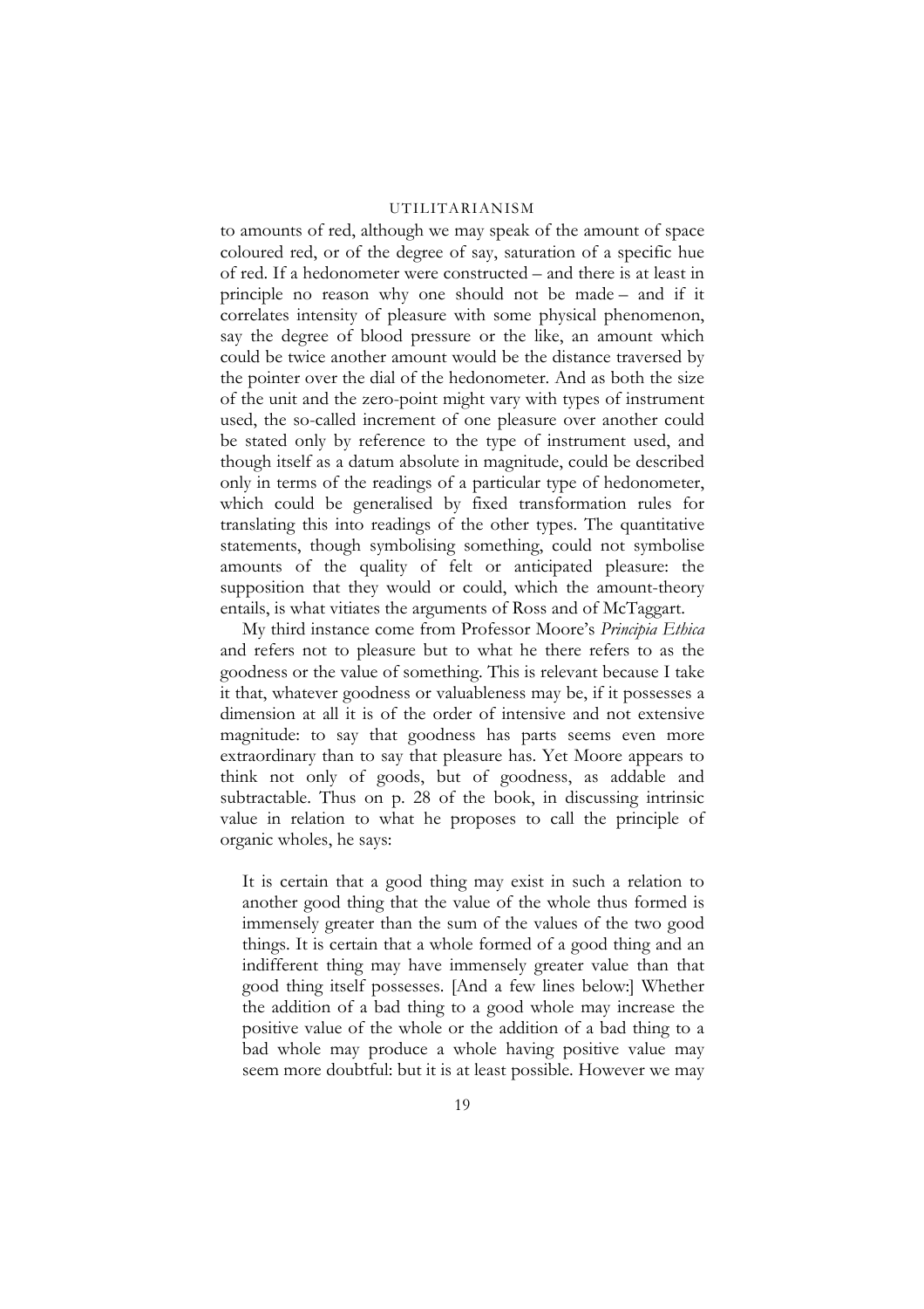to amounts of red, although we may speak of the amount of space coloured red, or of the degree of say, saturation of a specific hue of red. If a hedonometer were constructed – and there is at least in principle no reason why one should not be made – and if it correlates intensity of pleasure with some physical phenomenon, say the degree of blood pressure or the like, an amount which could be twice another amount would be the distance traversed by the pointer over the dial of the hedonometer. And as both the size of the unit and the zero-point might vary with types of instrument used, the so-called increment of one pleasure over another could be stated only by reference to the type of instrument used, and though itself as a datum absolute in magnitude, could be described only in terms of the readings of a particular type of hedonometer, which could be generalised by fixed transformation rules for translating this into readings of the other types. The quantitative statements, though symbolising something, could not symbolise amounts of the quality of felt or anticipated pleasure: the supposition that they would or could, which the amount-theory entails, is what vitiates the arguments of Ross and of McTaggart.

My third instance come from Professor Moore's *Principia Ethica* and refers not to pleasure but to what he there refers to as the goodness or the value of something. This is relevant because I take it that, whatever goodness or valuableness may be, if it possesses a dimension at all it is of the order of intensive and not extensive magnitude: to say that goodness has parts seems even more extraordinary than to say that pleasure has. Yet Moore appears to think not only of goods, but of goodness, as addable and subtractable. Thus on p. 28 of the book, in discussing intrinsic value in relation to what he proposes to call the principle of organic wholes, he says:

> It is certain that a good thing may exist in such a relation to another good thing that the value of the whole thus formed is immensely greater than the sum of the values of the two good things. It is certain that a whole formed of a good thing and an indifferent thing may have immensely greater value than that good thing itself possesses. [And a few lines below:] Whether the addition of a bad thing to a good whole may increase the positive value of the whole or the addition of a bad thing to a bad whole may produce a whole having positive value may seem more doubtful: but it is at least possible. However we may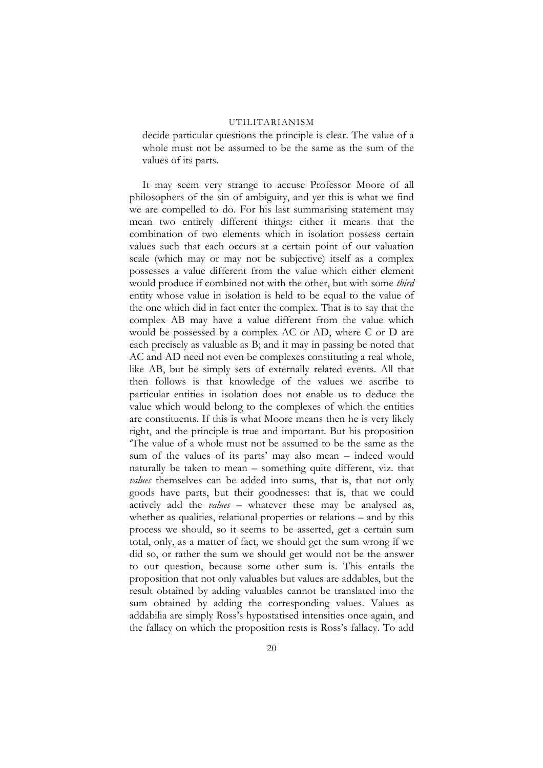decide particular questions the principle is clear. The value of a whole must not be assumed to be the same as the sum of the values of its parts.

It may seem very strange to accuse Professor Moore of all philosophers of the sin of ambiguity, and yet this is what we find we are compelled to do. For his last summarising statement may mean two entirely different things: either it means that the combination of two elements which in isolation possess certain values such that each occurs at a certain point of our valuation scale (which may or may not be subjective) itself as a complex possesses a value different from the value which either element would produce if combined not with the other, but with some *third* entity whose value in isolation is held to be equal to the value of the one which did in fact enter the complex. That is to say that the complex AB may have a value different from the value which would be possessed by a complex AC or AD, where C or D are each precisely as valuable as B; and it may in passing be noted that AC and AD need not even be complexes constituting a real whole, like AB, but be simply sets of externally related events. All that then follows is that knowledge of the values we ascribe to particular entities in isolation does not enable us to deduce the value which would belong to the complexes of which the entities are constituents. If this is what Moore means then he is very likely right, and the principle is true and important. But his proposition 'The value of a whole must not be assumed to be the same as the sum of the values of its parts' may also mean – indeed would naturally be taken to mean – something quite different, viz. that *values* themselves can be added into sums, that is, that not only goods have parts, but their goodnesses: that is, that we could actively add the *values* – whatever these may be analysed as, whether as qualities, relational properties or relations – and by this process we should, so it seems to be asserted, get a certain sum total, only, as a matter of fact, we should get the sum wrong if we did so, or rather the sum we should get would not be the answer to our question, because some other sum is. This entails the proposition that not only valuables but values are addables, but the result obtained by adding valuables cannot be translated into the sum obtained by adding the corresponding values. Values as addabilia are simply Ross's hypostatised intensities once again, and the fallacy on which the proposition rests is Ross's fallacy. To add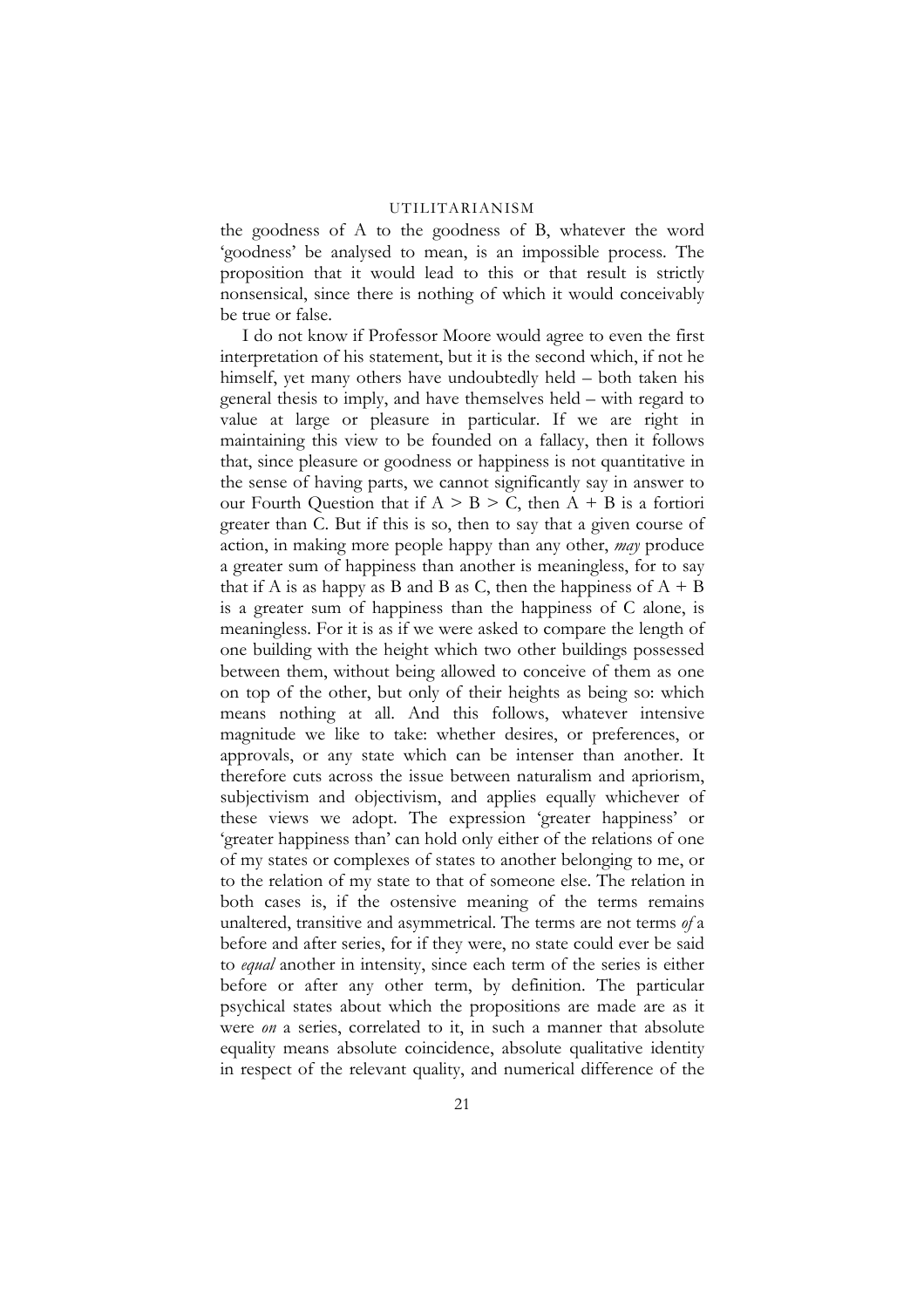the goodness of A to the goodness of B, whatever the word 'goodness' be analysed to mean, is an impossible process. The proposition that it would lead to this or that result is strictly nonsensical, since there is nothing of which it would conceivably be true or false.

I do not know if Professor Moore would agree to even the first interpretation of his statement, but it is the second which, if not he himself, yet many others have undoubtedly held – both taken his general thesis to imply, and have themselves held – with regard to value at large or pleasure in particular. If we are right in maintaining this view to be founded on a fallacy, then it follows that, since pleasure or goodness or happiness is not quantitative in the sense of having parts, we cannot significantly say in answer to our Fourth Question that if $A > B > C$, then $A + B$ is a fortiori greater than C. But if this is so, then to say that a given course of action, in making more people happy than any other, *may* produce a greater sum of happiness than another is meaningless, for to say that if A is as happy as B and B as C, then the happiness of $A + B$ is a greater sum of happiness than the happiness of C alone, is meaningless. For it is as if we were asked to compare the length of one building with the height which two other buildings possessed between them, without being allowed to conceive of them as one on top of the other, but only of their heights as being so: which means nothing at all. And this follows, whatever intensive magnitude we like to take: whether desires, or preferences, or approvals, or any state which can be intenser than another. It therefore cuts across the issue between naturalism and apriorism, subjectivism and objectivism, and applies equally whichever of these views we adopt. The expression 'greater happiness' or 'greater happiness than' can hold only either of the relations of one of my states or complexes of states to another belonging to me, or to the relation of my state to that of someone else. The relation in both cases is, if the ostensive meaning of the terms remains unaltered, transitive and asymmetrical. The terms are not terms *of* a before and after series, for if they were, no state could ever be said to *equal* another in intensity, since each term of the series is either before or after any other term, by definition. The particular psychical states about which the propositions are made are as it were *on* a series, correlated to it, in such a manner that absolute equality means absolute coincidence, absolute qualitative identity in respect of the relevant quality, and numerical difference of the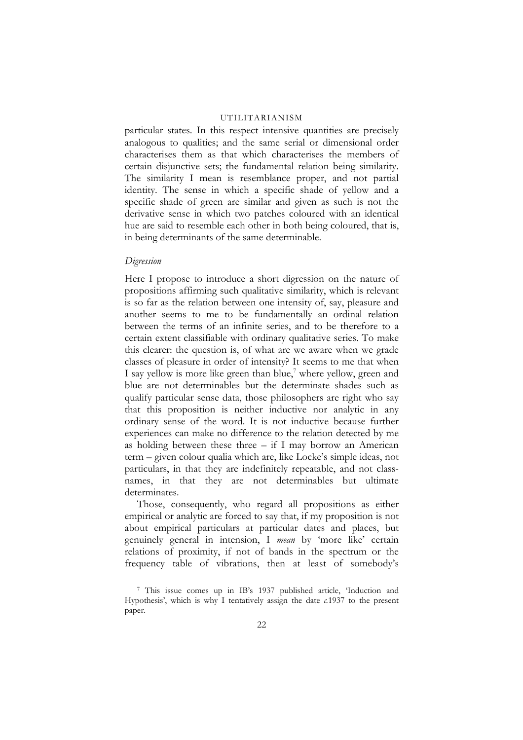particular states. In this respect intensive quantities are precisely analogous to qualities; and the same serial or dimensional order characterises them as that which characterises the members of certain disjunctive sets; the fundamental relation being similarity. The similarity I mean is resemblance proper, and not partial identity. The sense in which a specific shade of yellow and a specific shade of green are similar and given as such is not the derivative sense in which two patches coloured with an identical hue are said to resemble each other in both being coloured, that is, in being determinants of the same determinable.

### *Digression*

Here I propose to introduce a short digression on the nature of propositions affirming such qualitative similarity, which is relevant is so far as the relation between one intensity of, say, pleasure and another seems to me to be fundamentally an ordinal relation between the terms of an infinite series, and to be therefore to a certain extent classifiable with ordinary qualitative series. To make this clearer: the question is, of what are we aware when we grade classes of pleasure in order of intensity? It seems to me that when I say yellow is more like green than blue,[7] where yellow, green and blue are not determinables but the determinate shades such as qualify particular sense data, those philosophers are right who say that this proposition is neither inductive nor analytic in any ordinary sense of the word. It is not inductive because further experiences can make no difference to the relation detected by me as holding between these three – if I may borrow an American term – given colour qualia which are, like Locke's simple ideas, not particulars, in that they are indefinitely repeatable, and not class-names, in that they are not determinables but ultimate determinates.

Those, consequently, who regard all propositions as either empirical or analytic are forced to say that, if my proposition is not about empirical particulars at particular dates and places, but genuinely general in intension, I *mean* by 'more like' certain relations of proximity, if not of bands in the spectrum or the frequency table of vibrations, then at least of somebody's

[7] This issue comes up in IB's 1937 published article, 'Induction and Hypothesis', which is why I tentatively assign the date *c.*1937 to the present paper.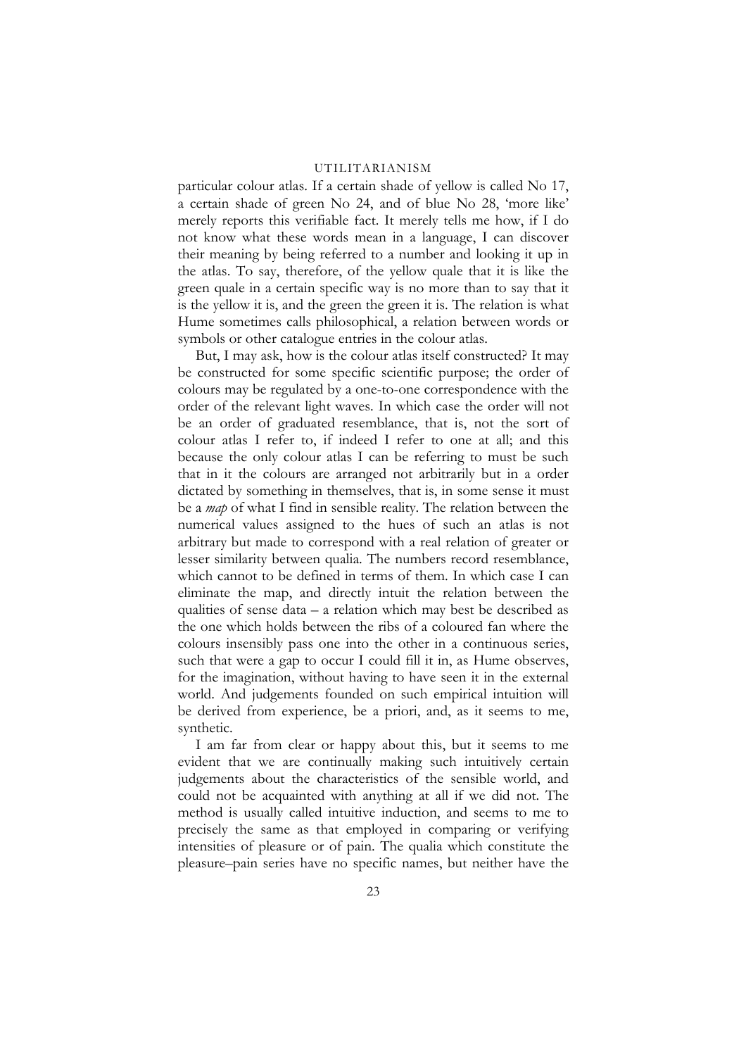particular colour atlas. If a certain shade of yellow is called No 17, a certain shade of green No 24, and of blue No 28, 'more like' merely reports this verifiable fact. It merely tells me how, if I do not know what these words mean in a language, I can discover their meaning by being referred to a number and looking it up in the atlas. To say, therefore, of the yellow quale that it is like the green quale in a certain specific way is no more than to say that it is the yellow it is, and the green the green it is. The relation is what Hume sometimes calls philosophical, a relation between words or symbols or other catalogue entries in the colour atlas.

But, I may ask, how is the colour atlas itself constructed? It may be constructed for some specific scientific purpose; the order of colours may be regulated by a one-to-one correspondence with the order of the relevant light waves. In which case the order will not be an order of graduated resemblance, that is, not the sort of colour atlas I refer to, if indeed I refer to one at all; and this because the only colour atlas I can be referring to must be such that in it the colours are arranged not arbitrarily but in a order dictated by something in themselves, that is, in some sense it must be a *map* of what I find in sensible reality. The relation between the numerical values assigned to the hues of such an atlas is not arbitrary but made to correspond with a real relation of greater or lesser similarity between qualia. The numbers record resemblance, which cannot to be defined in terms of them. In which case I can eliminate the map, and directly intuit the relation between the qualities of sense data – a relation which may best be described as the one which holds between the ribs of a coloured fan where the colours insensibly pass one into the other in a continuous series, such that were a gap to occur I could fill it in, as Hume observes, for the imagination, without having to have seen it in the external world. And judgements founded on such empirical intuition will be derived from experience, be a priori, and, as it seems to me, synthetic.

I am far from clear or happy about this, but it seems to me evident that we are continually making such intuitively certain judgements about the characteristics of the sensible world, and could not be acquainted with anything at all if we did not. The method is usually called intuitive induction, and seems to me to precisely the same as that employed in comparing or verifying intensities of pleasure or of pain. The qualia which constitute the pleasure–pain series have no specific names, but neither have the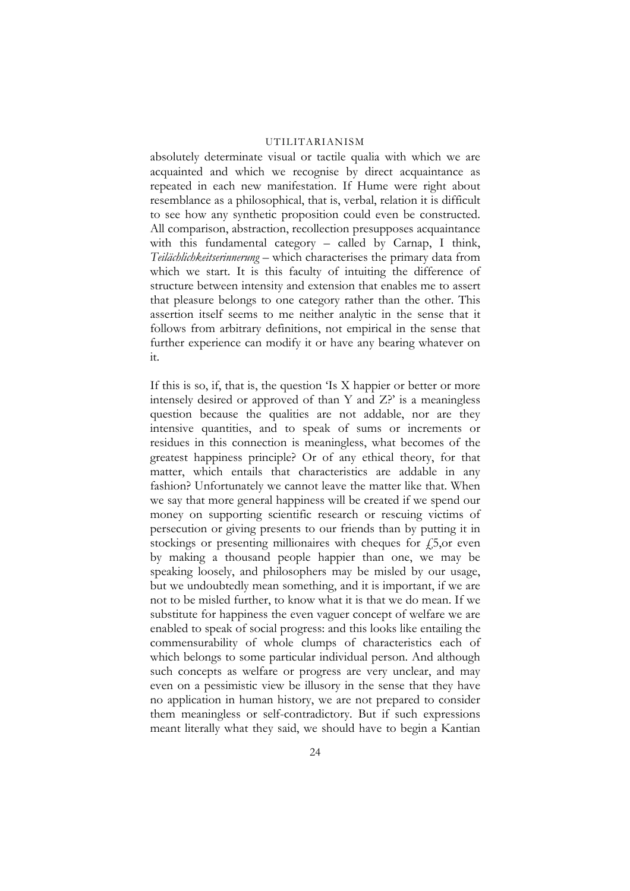absolutely determinate visual or tactile qualia with which we are acquainted and which we recognise by direct acquaintance as repeated in each new manifestation. If Hume were right about resemblance as a philosophical, that is, verbal, relation it is difficult to see how any synthetic proposition could even be constructed. All comparison, abstraction, recollection presupposes acquaintance with this fundamental category – called by Carnap, I think, *Teilächlichkeitserinnerung* – which characterises the primary data from which we start. It is this faculty of intuiting the difference of structure between intensity and extension that enables me to assert that pleasure belongs to one category rather than the other. This assertion itself seems to me neither analytic in the sense that it follows from arbitrary definitions, not empirical in the sense that further experience can modify it or have any bearing whatever on it.

If this is so, if, that is, the question 'Is X happier or better or more intensely desired or approved of than Y and Z?' is a meaningless question because the qualities are not addable, nor are they intensive quantities, and to speak of sums or increments or residues in this connection is meaningless, what becomes of the greatest happiness principle? Or of any ethical theory, for that matter, which entails that characteristics are addable in any fashion? Unfortunately we cannot leave the matter like that. When we say that more general happiness will be created if we spend our money on supporting scientific research or rescuing victims of persecution or giving presents to our friends than by putting it in stockings or presenting millionaires with cheques for £5,or even by making a thousand people happier than one, we may be speaking loosely, and philosophers may be misled by our usage, but we undoubtedly mean something, and it is important, if we are not to be misled further, to know what it is that we do mean. If we substitute for happiness the even vaguer concept of welfare we are enabled to speak of social progress: and this looks like entailing the commensurability of whole clumps of characteristics each of which belongs to some particular individual person. And although such concepts as welfare or progress are very unclear, and may even on a pessimistic view be illusory in the sense that they have no application in human history, we are not prepared to consider them meaningless or self-contradictory. But if such expressions meant literally what they said, we should have to begin a Kantian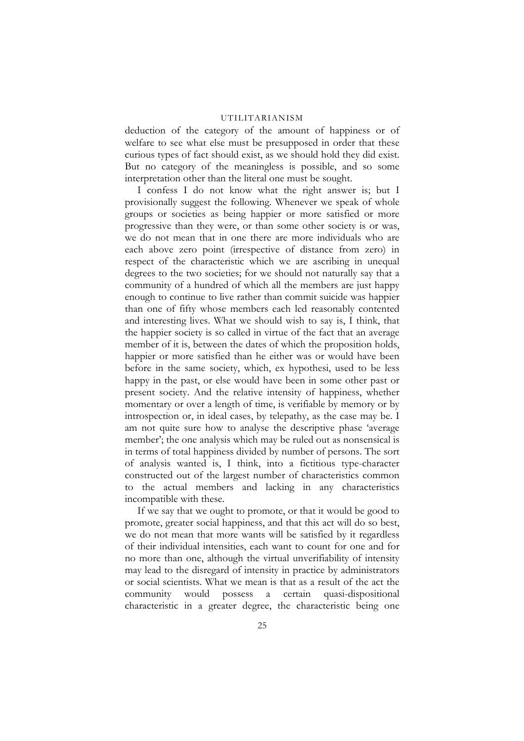deduction of the category of the amount of happiness or of welfare to see what else must be presupposed in order that these curious types of fact should exist, as we should hold they did exist. But no category of the meaningless is possible, and so some interpretation other than the literal one must be sought.

I confess I do not know what the right answer is; but I provisionally suggest the following. Whenever we speak of whole groups or societies as being happier or more satisfied or more progressive than they were, or than some other society is or was, we do not mean that in one there are more individuals who are each above zero point (irrespective of distance from zero) in respect of the characteristic which we are ascribing in unequal degrees to the two societies; for we should not naturally say that a community of a hundred of which all the members are just happy enough to continue to live rather than commit suicide was happier than one of fifty whose members each led reasonably contented and interesting lives. What we should wish to say is, I think, that the happier society is so called in virtue of the fact that an average member of it is, between the dates of which the proposition holds, happier or more satisfied than he either was or would have been before in the same society, which, ex hypothesi, used to be less happy in the past, or else would have been in some other past or present society. And the relative intensity of happiness, whether momentary or over a length of time, is verifiable by memory or by introspection or, in ideal cases, by telepathy, as the case may be. I am not quite sure how to analyse the descriptive phase 'average member'; the one analysis which may be ruled out as nonsensical is in terms of total happiness divided by number of persons. The sort of analysis wanted is, I think, into a fictitious type-character constructed out of the largest number of characteristics common to the actual members and lacking in any characteristics incompatible with these.

If we say that we ought to promote, or that it would be good to promote, greater social happiness, and that this act will do so best, we do not mean that more wants will be satisfied by it regardless of their individual intensities, each want to count for one and for no more than one, although the virtual unverifiability of intensity may lead to the disregard of intensity in practice by administrators or social scientists. What we mean is that as a result of the act the community would possess a certain quasi-dispositional characteristic in a greater degree, the characteristic being one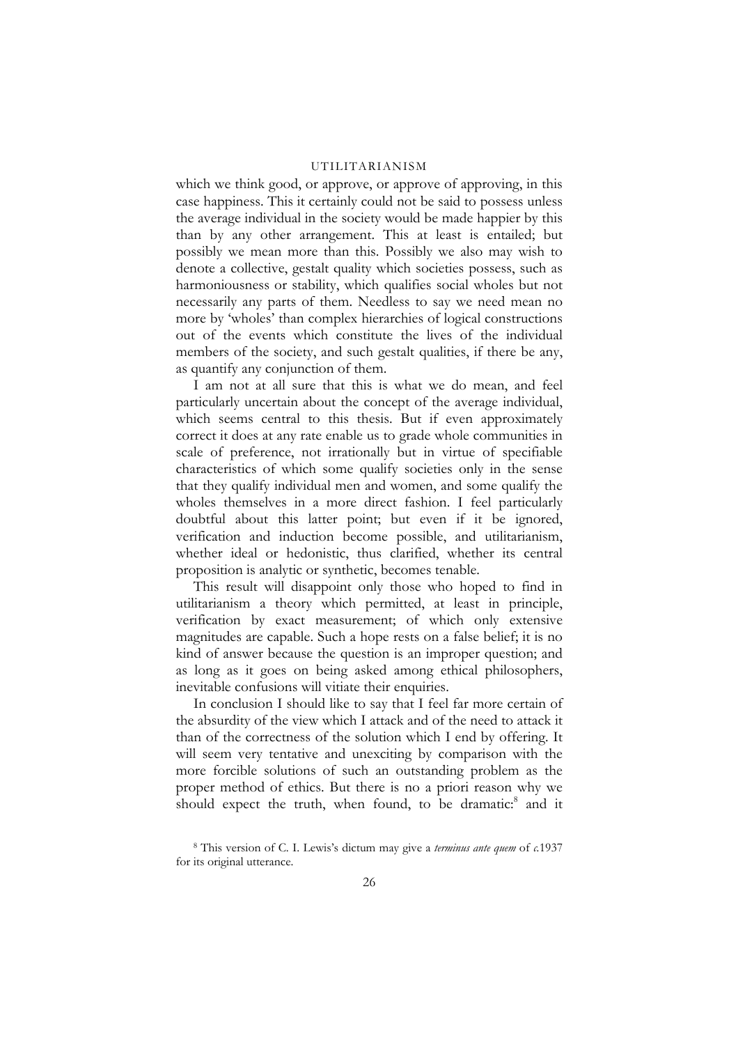which we think good, or approve, or approve of approving, in this case happiness. This it certainly could not be said to possess unless the average individual in the society would be made happier by this than by any other arrangement. This at least is entailed; but possibly we mean more than this. Possibly we also may wish to denote a collective, gestalt quality which societies possess, such as harmoniousness or stability, which qualifies social wholes but not necessarily any parts of them. Needless to say we need mean no more by 'wholes' than complex hierarchies of logical constructions out of the events which constitute the lives of the individual members of the society, and such gestalt qualities, if there be any, as quantify any conjunction of them.

I am not at all sure that this is what we do mean, and feel particularly uncertain about the concept of the average individual, which seems central to this thesis. But if even approximately correct it does at any rate enable us to grade whole communities in scale of preference, not irrationally but in virtue of specifiable characteristics of which some qualify societies only in the sense that they qualify individual men and women, and some qualify the wholes themselves in a more direct fashion. I feel particularly doubtful about this latter point; but even if it be ignored, verification and induction become possible, and utilitarianism, whether ideal or hedonistic, thus clarified, whether its central proposition is analytic or synthetic, becomes tenable.

This result will disappoint only those who hoped to find in utilitarianism a theory which permitted, at least in principle, verification by exact measurement; of which only extensive magnitudes are capable. Such a hope rests on a false belief; it is no kind of answer because the question is an improper question; and as long as it goes on being asked among ethical philosophers, inevitable confusions will vitiate their enquiries.

In conclusion I should like to say that I feel far more certain of the absurdity of the view which I attack and of the need to attack it than of the correctness of the solution which I end by offering. It will seem very tentative and unexciting by comparison with the more forcible solutions of such an outstanding problem as the proper method of ethics. But there is no a priori reason why we should expect the truth, when found, to be dramatic:[8] and it

[8] This version of C. I. Lewis's dictum may give a *terminus ante quem* of *c.*1937 for its original utterance.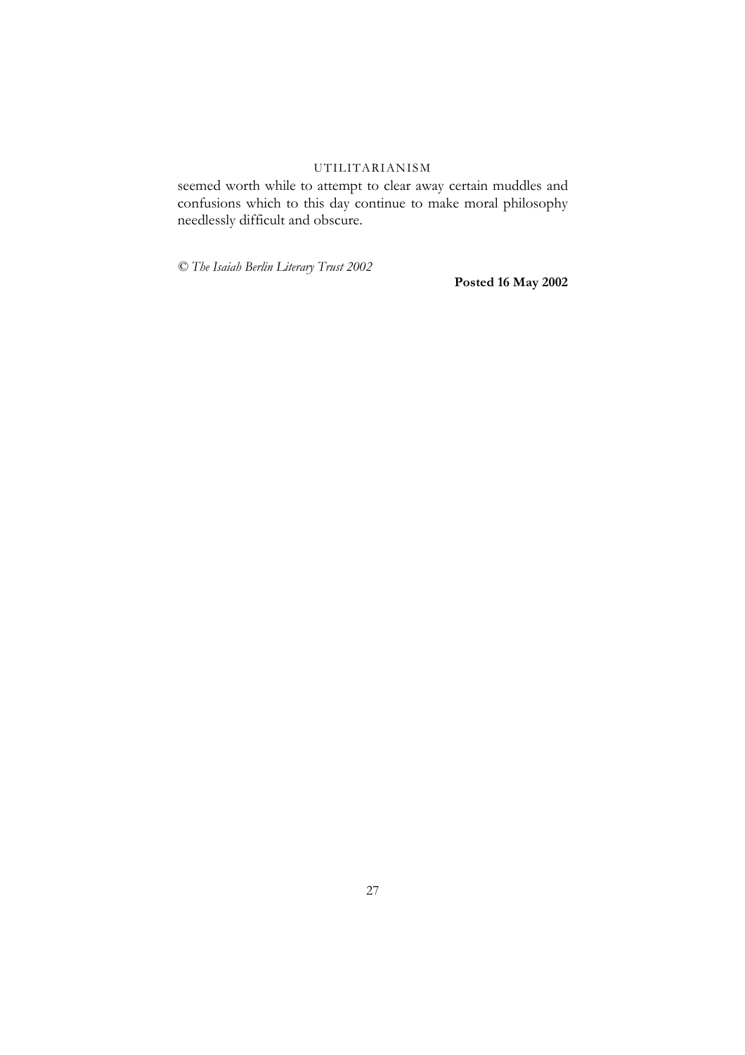seemed worth while to attempt to clear away certain muddles and confusions which to this day continue to make moral philosophy needlessly difficult and obscure.

*© The Isaiah Berlin Literary Trust 2002*

**Posted 16 May 2002**